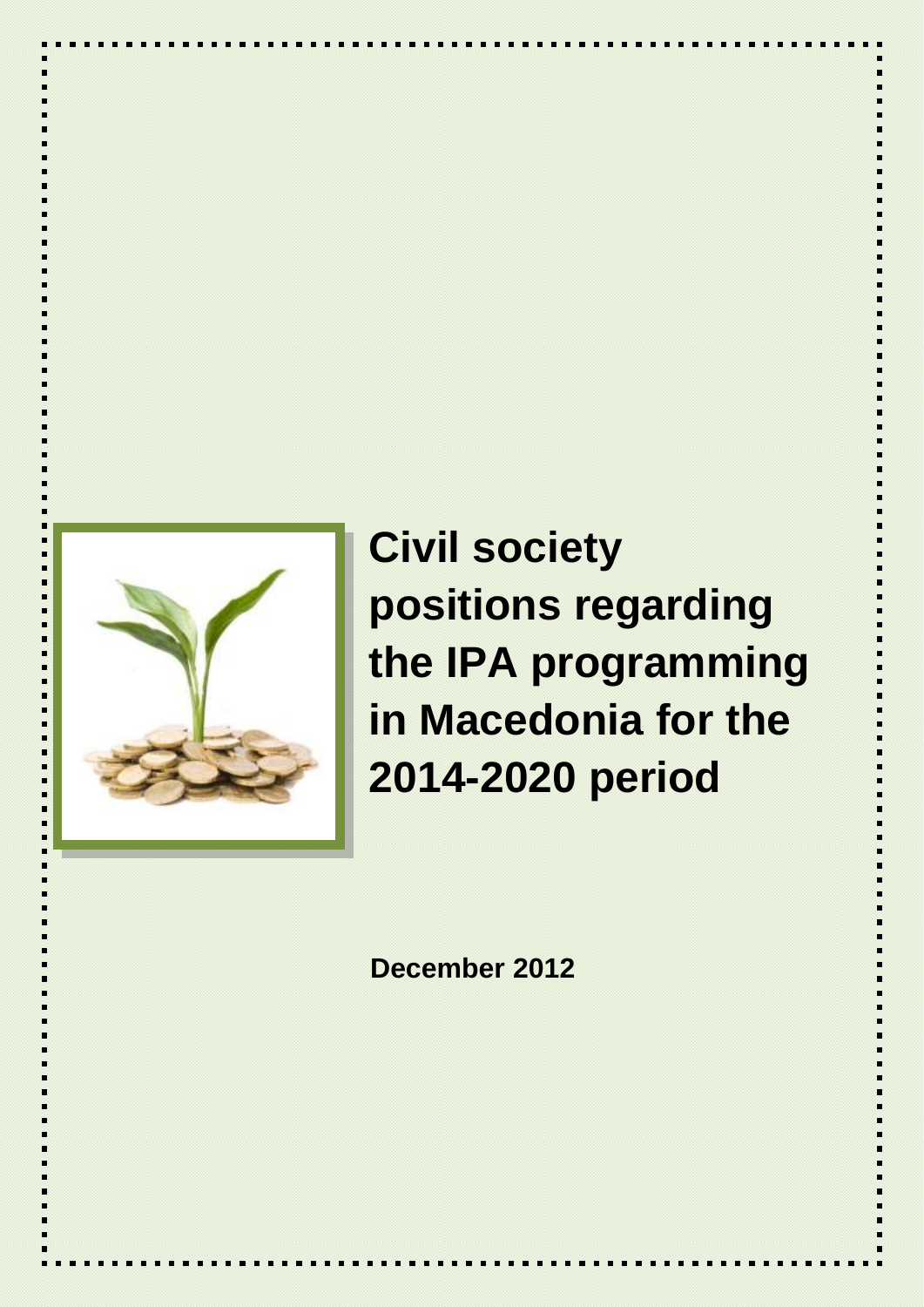# Civil society positions regarding the IPA programming in Macedonia for the 2014-2020 period

**December 2012**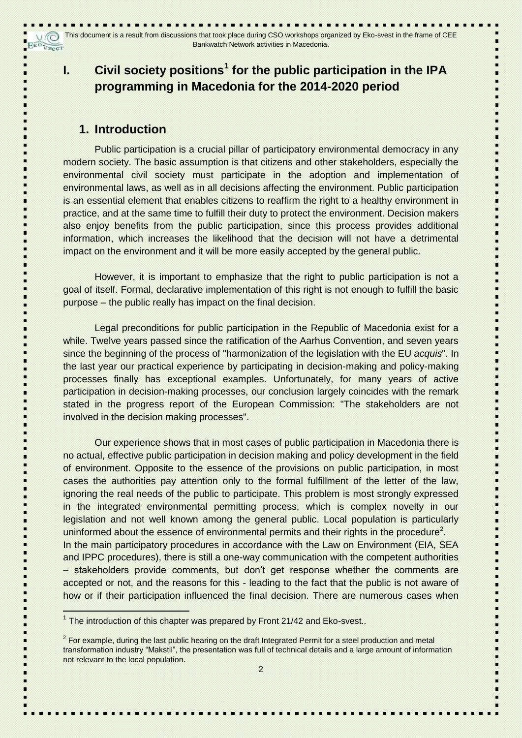This document is a result from discussions that took place during CSO workshops organized by Eko-svest in the frame of CEE Bankwatch Network activities in Macedonia.

# I. Civil society positions[1] for the public participation in the IPA programming in Macedonia for the 2014-2020 period

## 1. Introduction

Public participation is a crucial pillar of participatory environmental democracy in any modern society. The basic assumption is that citizens and other stakeholders, especially the environmental civil society must participate in the adoption and implementation of environmental laws, as well as in all decisions affecting the environment. Public participation is an essential element that enables citizens to reaffirm the right to a healthy environment in practice, and at the same time to fulfill their duty to protect the environment. Decision makers also enjoy benefits from the public participation, since this process provides additional information, which increases the likelihood that the decision will not have a detrimental impact on the environment and it will be more easily accepted by the general public.

However, it is important to emphasize that the right to public participation is not a goal of itself. Formal, declarative implementation of this right is not enough to fulfill the basic purpose – the public really has impact on the final decision.

Legal preconditions for public participation in the Republic of Macedonia exist for a while. Twelve years passed since the ratification of the Aarhus Convention, and seven years since the beginning of the process of "harmonization of the legislation with the EU *acquis*". In the last year our practical experience by participating in decision-making and policy-making processes finally has exceptional examples. Unfortunately, for many years of active participation in decision-making processes, our conclusion largely coincides with the remark stated in the progress report of the European Commission: "The stakeholders are not involved in the decision making processes".

Our experience shows that in most cases of public participation in Macedonia there is no actual, effective public participation in decision making and policy development in the field of environment. Opposite to the essence of the provisions on public participation, in most cases the authorities pay attention only to the formal fulfillment of the letter of the law, ignoring the real needs of the public to participate. This problem is most strongly expressed in the integrated environmental permitting process, which is complex novelty in our legislation and not well known among the general public. Local population is particularly uninformed about the essence of environmental permits and their rights in the procedure[2].
In the main participatory procedures in accordance with the Law on Environment (EIA, SEA and IPPC procedures), there is still a one-way communication with the competent authorities – stakeholders provide comments, but don't get response whether the comments are accepted or not, and the reasons for this - leading to the fact that the public is not aware of how or if their participation influenced the final decision. There are numerous cases when

---

[1] The introduction of this chapter was prepared by Front 21/42 and Eko-svest..

[2] For example, during the last public hearing on the draft Integrated Permit for a steel production and metal transformation industry "Makstil", the presentation was full of technical details and a large amount of information not relevant to the local population.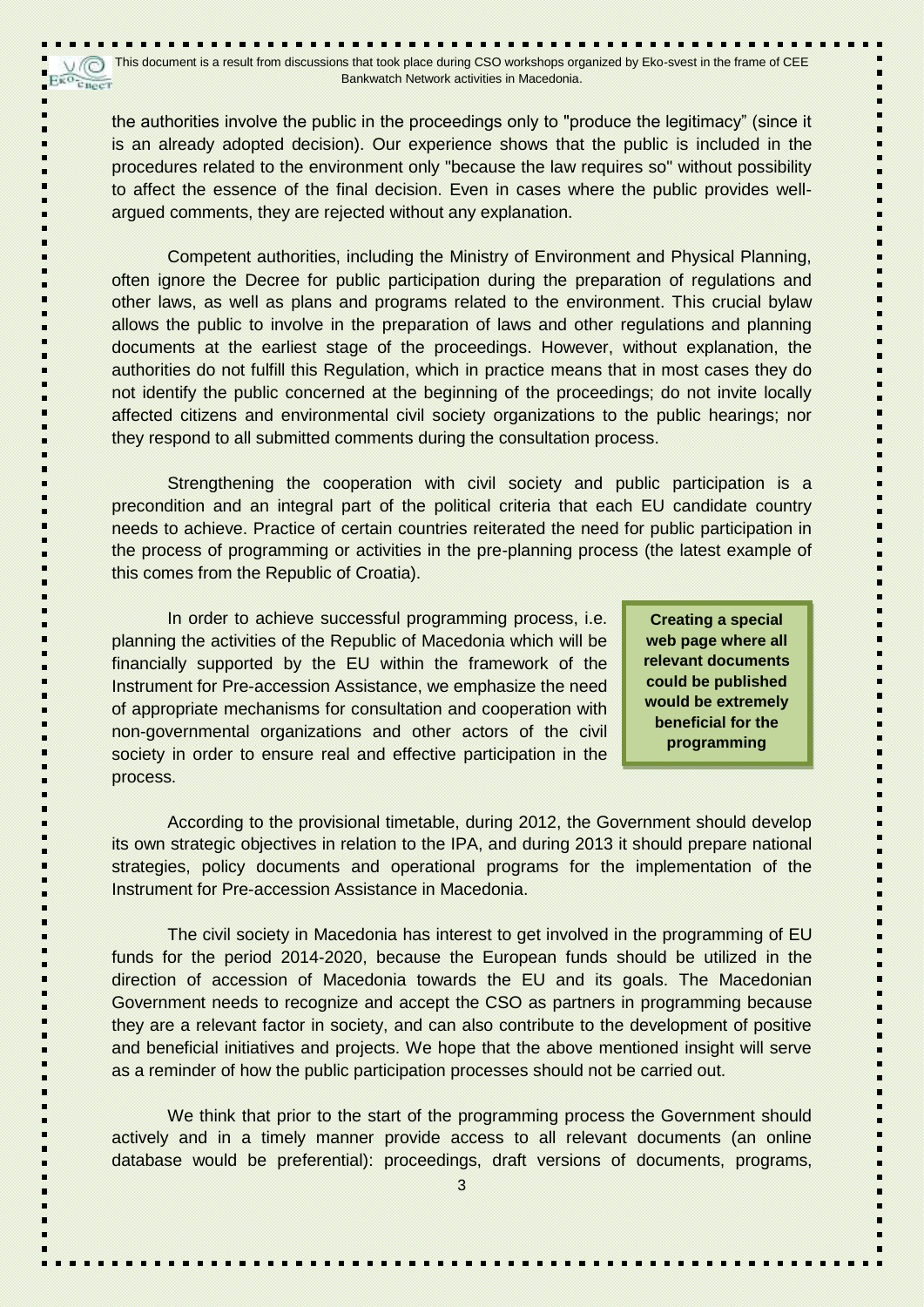the authorities involve the public in the proceedings only to "produce the legitimacy" (since it is an already adopted decision). Our experience shows that the public is included in the procedures related to the environment only "because the law requires so" without possibility to affect the essence of the final decision. Even in cases where the public provides well-argued comments, they are rejected without any explanation.

Competent authorities, including the Ministry of Environment and Physical Planning, often ignore the Decree for public participation during the preparation of regulations and other laws, as well as plans and programs related to the environment. This crucial bylaw allows the public to involve in the preparation of laws and other regulations and planning documents at the earliest stage of the proceedings. However, without explanation, the authorities do not fulfill this Regulation, which in practice means that in most cases they do not identify the public concerned at the beginning of the proceedings; do not invite locally affected citizens and environmental civil society organizations to the public hearings; nor they respond to all submitted comments during the consultation process.

Strengthening the cooperation with civil society and public participation is a precondition and an integral part of the political criteria that each EU candidate country needs to achieve. Practice of certain countries reiterated the need for public participation in the process of programming or activities in the pre-planning process (the latest example of this comes from the Republic of Croatia).

In order to achieve successful programming process, i.e. planning the activities of the Republic of Macedonia which will be financially supported by the EU within the framework of the Instrument for Pre-accession Assistance, we emphasize the need of appropriate mechanisms for consultation and cooperation with non-governmental organizations and other actors of the civil society in order to ensure real and effective participation in the process.

**Creating a special web page where all relevant documents could be published would be extremely beneficial for the programming**

According to the provisional timetable, during 2012, the Government should develop its own strategic objectives in relation to the IPA, and during 2013 it should prepare national strategies, policy documents and operational programs for the implementation of the Instrument for Pre-accession Assistance in Macedonia.

The civil society in Macedonia has interest to get involved in the programming of EU funds for the period 2014-2020, because the European funds should be utilized in the direction of accession of Macedonia towards the EU and its goals. The Macedonian Government needs to recognize and accept the CSO as partners in programming because they are a relevant factor in society, and can also contribute to the development of positive and beneficial initiatives and projects. We hope that the above mentioned insight will serve as a reminder of how the public participation processes should not be carried out.

We think that prior to the start of the programming process the Government should actively and in a timely manner provide access to all relevant documents (an online database would be preferential): proceedings, draft versions of documents, programs,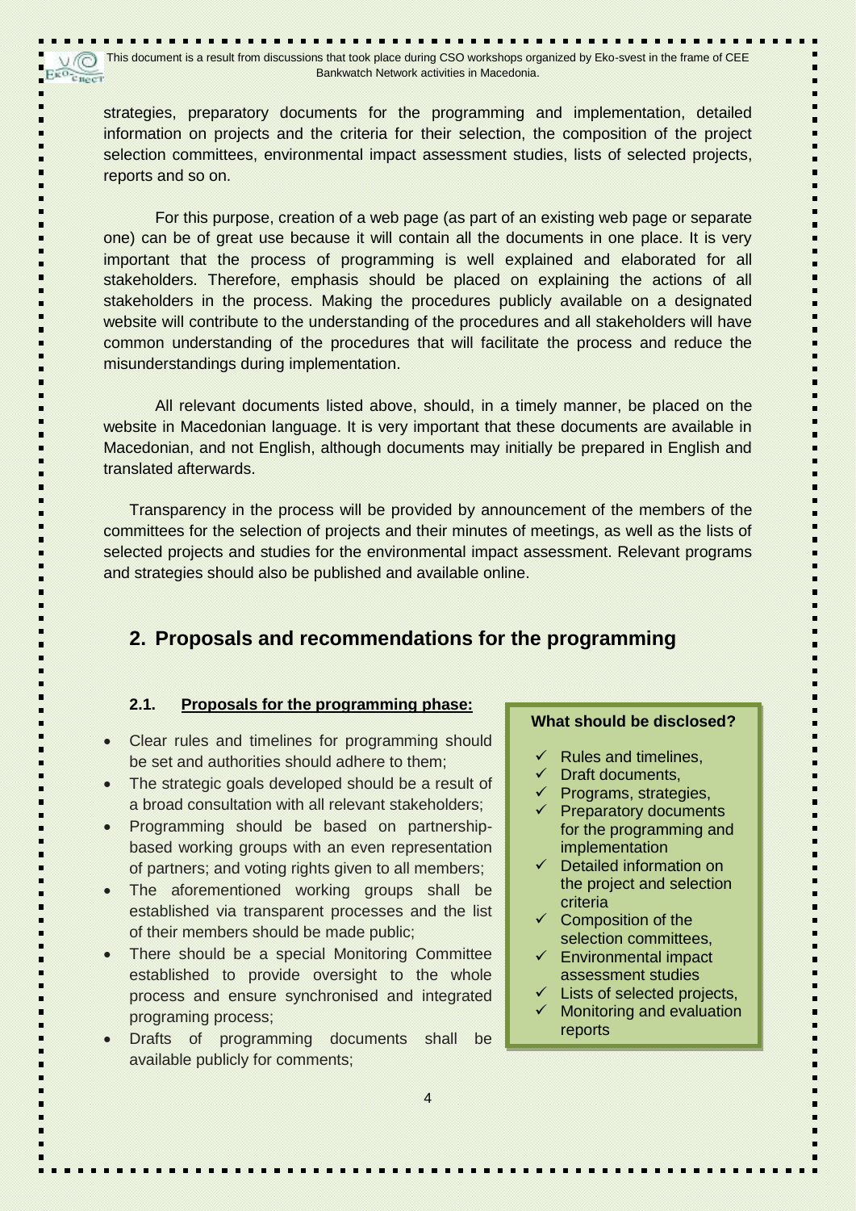strategies, preparatory documents for the programming and implementation, detailed information on projects and the criteria for their selection, the composition of the project selection committees, environmental impact assessment studies, lists of selected projects, reports and so on.

For this purpose, creation of a web page (as part of an existing web page or separate one) can be of great use because it will contain all the documents in one place. It is very important that the process of programming is well explained and elaborated for all stakeholders. Therefore, emphasis should be placed on explaining the actions of all stakeholders in the process. Making the procedures publicly available on a designated website will contribute to the understanding of the procedures and all stakeholders will have common understanding of the procedures that will facilitate the process and reduce the misunderstandings during implementation.

All relevant documents listed above, should, in a timely manner, be placed on the website in Macedonian language. It is very important that these documents are available in Macedonian, and not English, although documents may initially be prepared in English and translated afterwards.

Transparency in the process will be provided by announcement of the members of the committees for the selection of projects and their minutes of meetings, as well as the lists of selected projects and studies for the environmental impact assessment. Relevant programs and strategies should also be published and available online.

## 2. Proposals and recommendations for the programming

### 2.1. Proposals for the programming phase:

- Clear rules and timelines for programming should be set and authorities should adhere to them;
- The strategic goals developed should be a result of a broad consultation with all relevant stakeholders;
- Programming should be based on partnership-based working groups with an even representation of partners; and voting rights given to all members;
- The aforementioned working groups shall be established via transparent processes and the list of their members should be made public;
- There should be a special Monitoring Committee established to provide oversight to the whole process and ensure synchronised and integrated programing process;
- Drafts of programming documents shall be available publicly for comments;

**What should be disclosed?**

- ✓ Rules and timelines,
- ✓ Draft documents,
- ✓ Programs, strategies,
- ✓ Preparatory documents for the programming and implementation
- ✓ Detailed information on the project and selection criteria
- ✓ Composition of the selection committees,
- ✓ Environmental impact assessment studies
- ✓ Lists of selected projects,
- ✓ Monitoring and evaluation reports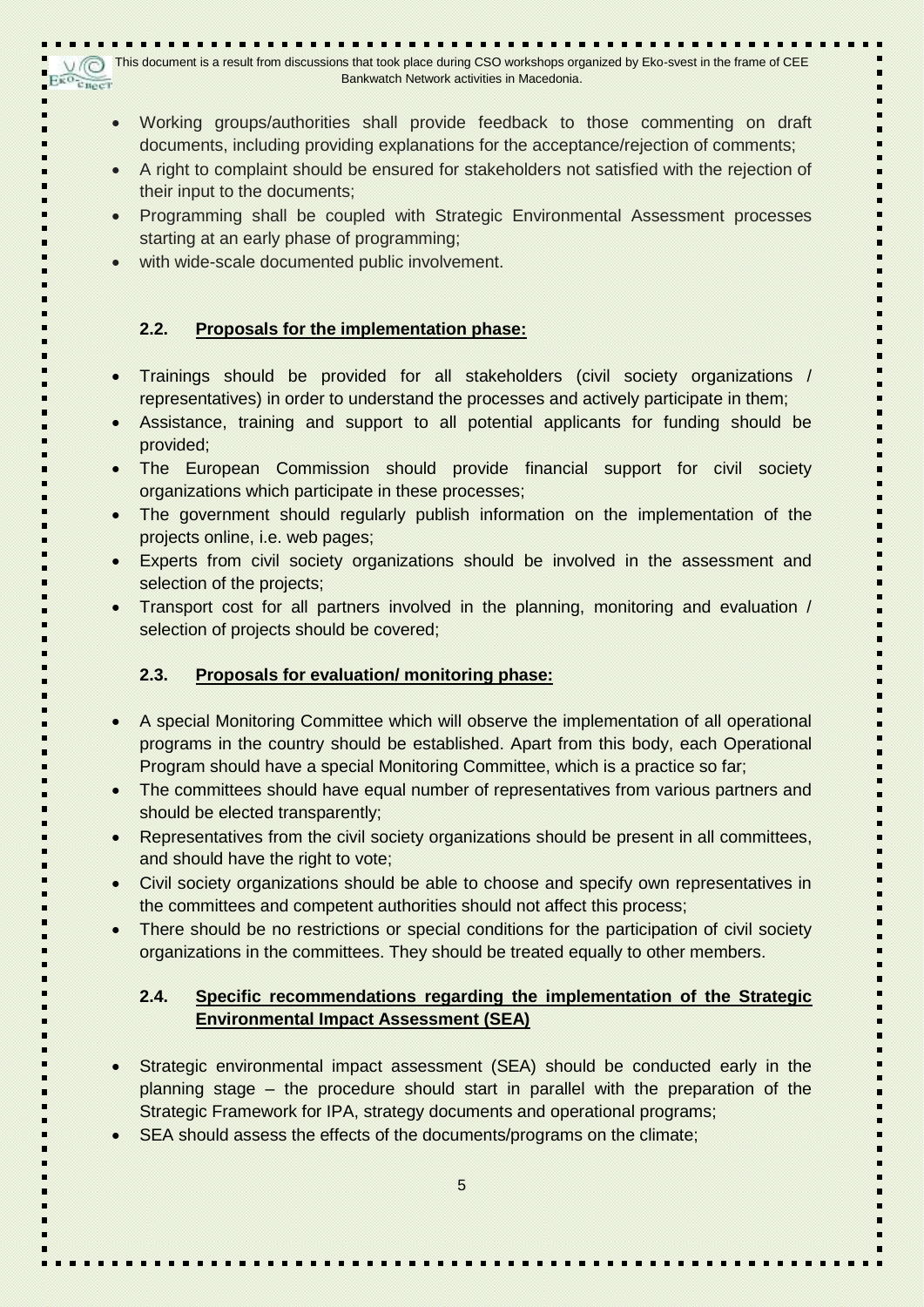- Working groups/authorities shall provide feedback to those commenting on draft documents, including providing explanations for the acceptance/rejection of comments;
- A right to complaint should be ensured for stakeholders not satisfied with the rejection of their input to the documents;
- Programming shall be coupled with Strategic Environmental Assessment processes starting at an early phase of programming;
- with wide-scale documented public involvement.

### 2.2. Proposals for the implementation phase:

- Trainings should be provided for all stakeholders (civil society organizations / representatives) in order to understand the processes and actively participate in them;
- Assistance, training and support to all potential applicants for funding should be provided;
- The European Commission should provide financial support for civil society organizations which participate in these processes;
- The government should regularly publish information on the implementation of the projects online, i.e. web pages;
- Experts from civil society organizations should be involved in the assessment and selection of the projects;
- Transport cost for all partners involved in the planning, monitoring and evaluation / selection of projects should be covered;

### 2.3. Proposals for evaluation/ monitoring phase:

- A special Monitoring Committee which will observe the implementation of all operational programs in the country should be established. Apart from this body, each Operational Program should have a special Monitoring Committee, which is a practice so far;
- The committees should have equal number of representatives from various partners and should be elected transparently;
- Representatives from the civil society organizations should be present in all committees, and should have the right to vote;
- Civil society organizations should be able to choose and specify own representatives in the committees and competent authorities should not affect this process;
- There should be no restrictions or special conditions for the participation of civil society organizations in the committees. They should be treated equally to other members.

### 2.4. Specific recommendations regarding the implementation of the Strategic Environmental Impact Assessment (SEA)

- Strategic environmental impact assessment (SEA) should be conducted early in the planning stage – the procedure should start in parallel with the preparation of the Strategic Framework for IPA, strategy documents and operational programs;
- SEA should assess the effects of the documents/programs on the climate;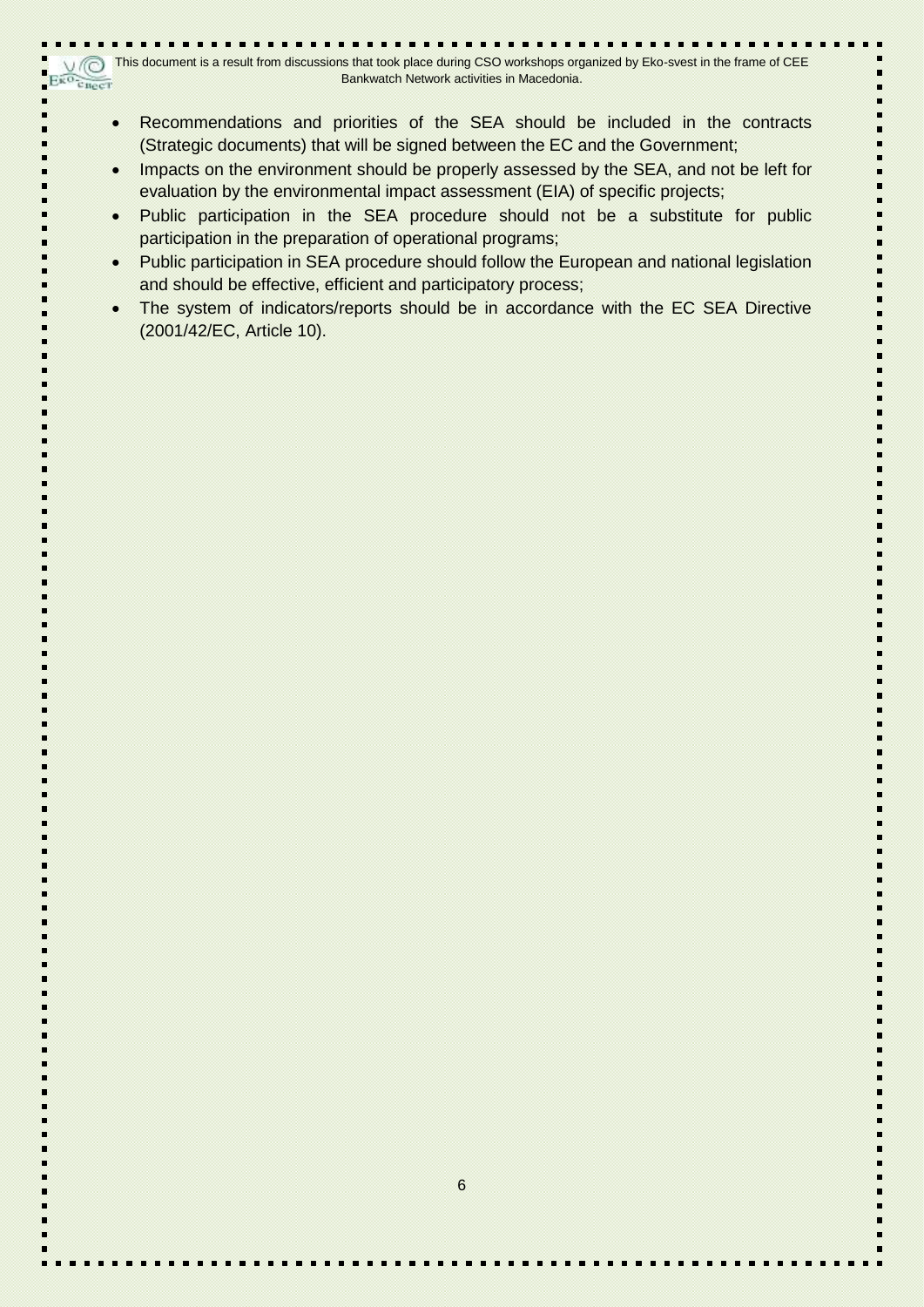- Recommendations and priorities of the SEA should be included in the contracts (Strategic documents) that will be signed between the EC and the Government;
- Impacts on the environment should be properly assessed by the SEA, and not be left for evaluation by the environmental impact assessment (EIA) of specific projects;
- Public participation in the SEA procedure should not be a substitute for public participation in the preparation of operational programs;
- Public participation in SEA procedure should follow the European and national legislation and should be effective, efficient and participatory process;
- The system of indicators/reports should be in accordance with the EC SEA Directive (2001/42/EC, Article 10).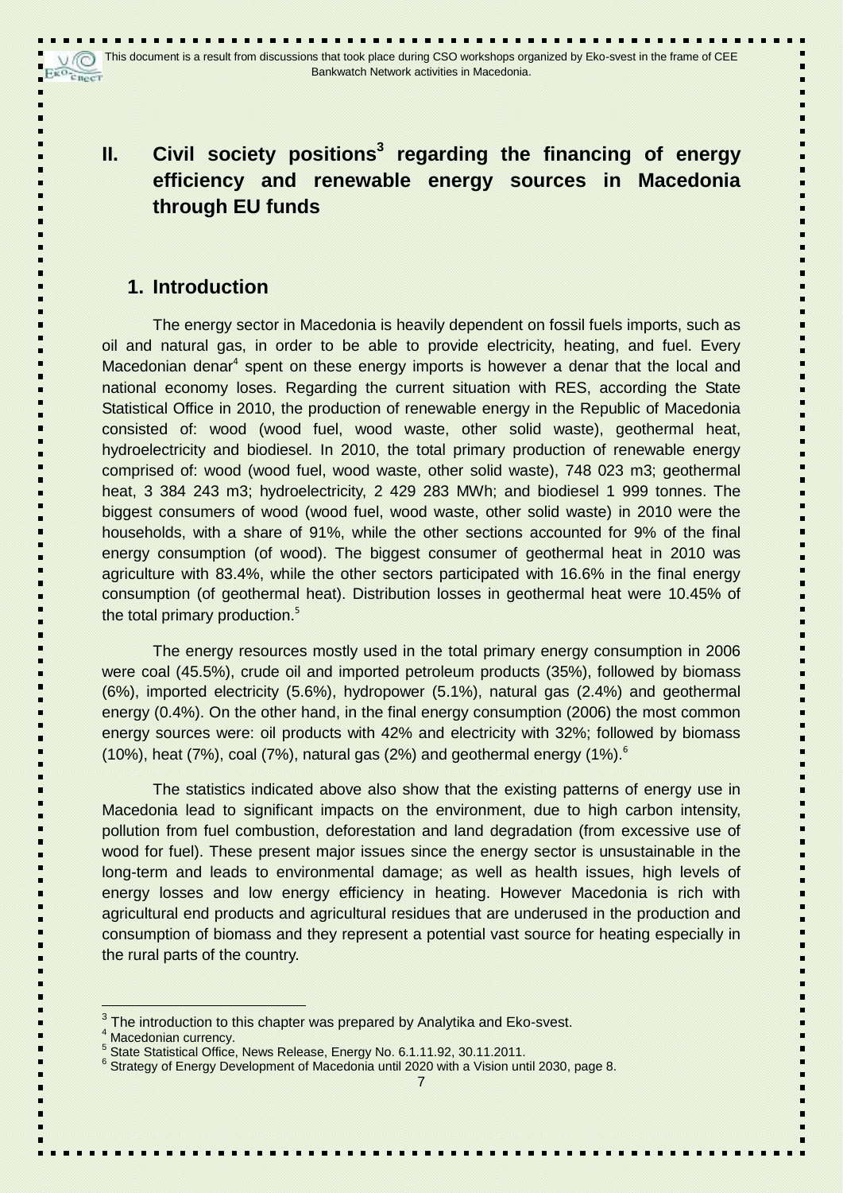## II. Civil society positions[3] regarding the financing of energy efficiency and renewable energy sources in Macedonia through EU funds

### 1. Introduction

The energy sector in Macedonia is heavily dependent on fossil fuels imports, such as oil and natural gas, in order to be able to provide electricity, heating, and fuel. Every Macedonian denar[4] spent on these energy imports is however a denar that the local and national economy loses. Regarding the current situation with RES, according the State Statistical Office in 2010, the production of renewable energy in the Republic of Macedonia consisted of: wood (wood fuel, wood waste, other solid waste), geothermal heat, hydroelectricity and biodiesel. In 2010, the total primary production of renewable energy comprised of: wood (wood fuel, wood waste, other solid waste), 748 023 m3; geothermal heat, 3 384 243 m3; hydroelectricity, 2 429 283 MWh; and biodiesel 1 999 tonnes. The biggest consumers of wood (wood fuel, wood waste, other solid waste) in 2010 were the households, with a share of 91%, while the other sections accounted for 9% of the final energy consumption (of wood). The biggest consumer of geothermal heat in 2010 was agriculture with 83.4%, while the other sectors participated with 16.6% in the final energy consumption (of geothermal heat). Distribution losses in geothermal heat were 10.45% of the total primary production.[5]

The energy resources mostly used in the total primary energy consumption in 2006 were coal (45.5%), crude oil and imported petroleum products (35%), followed by biomass (6%), imported electricity (5.6%), hydropower (5.1%), natural gas (2.4%) and geothermal energy (0.4%). On the other hand, in the final energy consumption (2006) the most common energy sources were: oil products with 42% and electricity with 32%; followed by biomass (10%), heat (7%), coal (7%), natural gas (2%) and geothermal energy (1%).[6]

The statistics indicated above also show that the existing patterns of energy use in Macedonia lead to significant impacts on the environment, due to high carbon intensity, pollution from fuel combustion, deforestation and land degradation (from excessive use of wood for fuel). These present major issues since the energy sector is unsustainable in the long-term and leads to environmental damage; as well as health issues, high levels of energy losses and low energy efficiency in heating. However Macedonia is rich with agricultural end products and agricultural residues that are underused in the production and consumption of biomass and they represent a potential vast source for heating especially in the rural parts of the country.

---

[3] The introduction to this chapter was prepared by Analytika and Eko-svest.

[4] Macedonian currency.

[5] State Statistical Office, News Release, Energy No. 6.1.11.92, 30.11.2011.

[6] Strategy of Energy Development of Macedonia until 2020 with a Vision until 2030, page 8.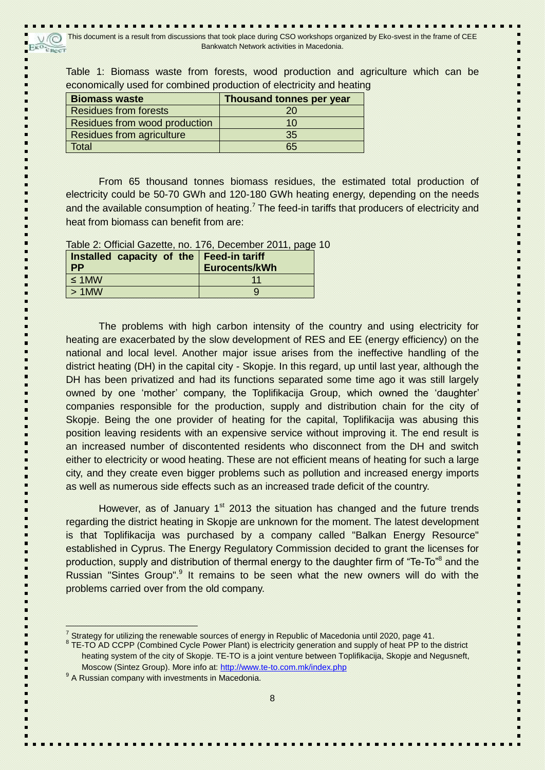Table 1: Biomass waste from forests, wood production and agriculture which can be economically used for combined production of electricity and heating

| Biomass waste | Thousand tonnes per year |
|---|---|
| Residues from forests | 20 |
| Residues from wood production | 10 |
| Residues from agriculture | 35 |
| Total | 65 |

From 65 thousand tonnes biomass residues, the estimated total production of electricity could be 50-70 GWh and 120-180 GWh heating energy, depending on the needs and the available consumption of heating.[7] The feed-in tariffs that producers of electricity and heat from biomass can benefit from are:

Table 2: Official Gazette, no. 176, December 2011, page 10

| Installed capacity of the PP | Feed-in tariff Eurocents/kWh |
|---|---|
| ≤ 1MW | 11 |
| > 1MW | 9 |

The problems with high carbon intensity of the country and using electricity for heating are exacerbated by the slow development of RES and EE (energy efficiency) on the national and local level. Another major issue arises from the ineffective handling of the district heating (DH) in the capital city - Skopje. In this regard, up until last year, although the DH has been privatized and had its functions separated some time ago it was still largely owned by one 'mother' company, the Toplifikacija Group, which owned the 'daughter' companies responsible for the production, supply and distribution chain for the city of Skopje. Being the one provider of heating for the capital, Toplifikacija was abusing this position leaving residents with an expensive service without improving it. The end result is an increased number of discontented residents who disconnect from the DH and switch either to electricity or wood heating. These are not efficient means of heating for such a large city, and they create even bigger problems such as pollution and increased energy imports as well as numerous side effects such as an increased trade deficit of the country.

However, as of January 1st 2013 the situation has changed and the future trends regarding the district heating in Skopje are unknown for the moment. The latest development is that Toplifikacija was purchased by a company called "Balkan Energy Resource" established in Cyprus. The Energy Regulatory Commission decided to grant the licenses for production, supply and distribution of thermal energy to the daughter firm of "Te-To"[8] and the Russian "Sintes Group".[9] It remains to be seen what the new owners will do with the problems carried over from the old company.

---

[7] Strategy for utilizing the renewable sources of energy in Republic of Macedonia until 2020, page 41.

[8] TE-TO AD CCPP (Combined Cycle Power Plant) is electricity generation and supply of heat PP to the district heating system of the city of Skopje. TE-TO is a joint venture between Toplifikacija, Skopje and Negusneft, Moscow (Sintez Group). More info at: http://www.te-to.com.mk/index.php

[9] A Russian company with investments in Macedonia.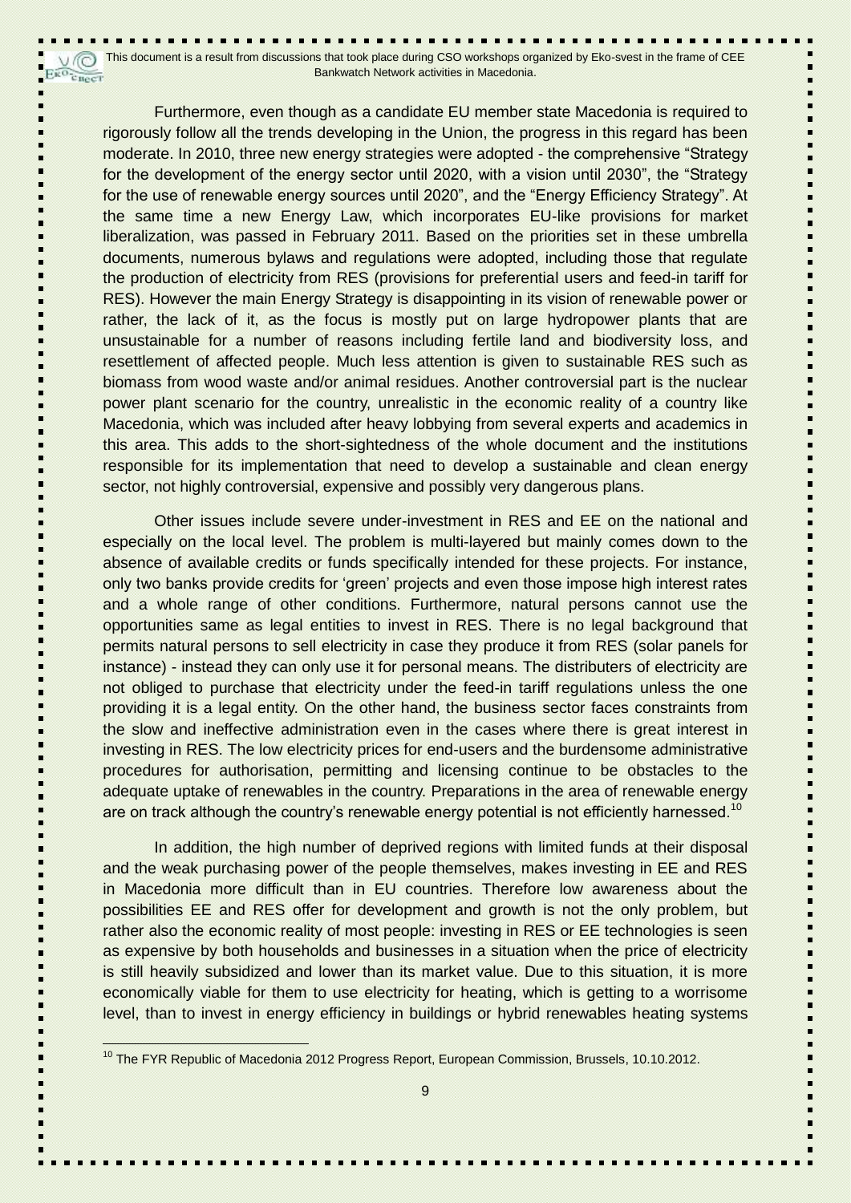Furthermore, even though as a candidate EU member state Macedonia is required to rigorously follow all the trends developing in the Union, the progress in this regard has been moderate. In 2010, three new energy strategies were adopted - the comprehensive "Strategy for the development of the energy sector until 2020, with a vision until 2030", the "Strategy for the use of renewable energy sources until 2020", and the "Energy Efficiency Strategy". At the same time a new Energy Law, which incorporates EU-like provisions for market liberalization, was passed in February 2011. Based on the priorities set in these umbrella documents, numerous bylaws and regulations were adopted, including those that regulate the production of electricity from RES (provisions for preferential users and feed-in tariff for RES). However the main Energy Strategy is disappointing in its vision of renewable power or rather, the lack of it, as the focus is mostly put on large hydropower plants that are unsustainable for a number of reasons including fertile land and biodiversity loss, and resettlement of affected people. Much less attention is given to sustainable RES such as biomass from wood waste and/or animal residues. Another controversial part is the nuclear power plant scenario for the country, unrealistic in the economic reality of a country like Macedonia, which was included after heavy lobbying from several experts and academics in this area. This adds to the short-sightedness of the whole document and the institutions responsible for its implementation that need to develop a sustainable and clean energy sector, not highly controversial, expensive and possibly very dangerous plans.

Other issues include severe under-investment in RES and EE on the national and especially on the local level. The problem is multi-layered but mainly comes down to the absence of available credits or funds specifically intended for these projects. For instance, only two banks provide credits for 'green' projects and even those impose high interest rates and a whole range of other conditions. Furthermore, natural persons cannot use the opportunities same as legal entities to invest in RES. There is no legal background that permits natural persons to sell electricity in case they produce it from RES (solar panels for instance) - instead they can only use it for personal means. The distributers of electricity are not obliged to purchase that electricity under the feed-in tariff regulations unless the one providing it is a legal entity. On the other hand, the business sector faces constraints from the slow and ineffective administration even in the cases where there is great interest in investing in RES. The low electricity prices for end-users and the burdensome administrative procedures for authorisation, permitting and licensing continue to be obstacles to the adequate uptake of renewables in the country. Preparations in the area of renewable energy are on track although the country's renewable energy potential is not efficiently harnessed.[10]

In addition, the high number of deprived regions with limited funds at their disposal and the weak purchasing power of the people themselves, makes investing in EE and RES in Macedonia more difficult than in EU countries. Therefore low awareness about the possibilities EE and RES offer for development and growth is not the only problem, but rather also the economic reality of most people: investing in RES or EE technologies is seen as expensive by both households and businesses in a situation when the price of electricity is still heavily subsidized and lower than its market value. Due to this situation, it is more economically viable for them to use electricity for heating, which is getting to a worrisome level, than to invest in energy efficiency in buildings or hybrid renewables heating systems

[10] The FYR Republic of Macedonia 2012 Progress Report, European Commission, Brussels, 10.10.2012.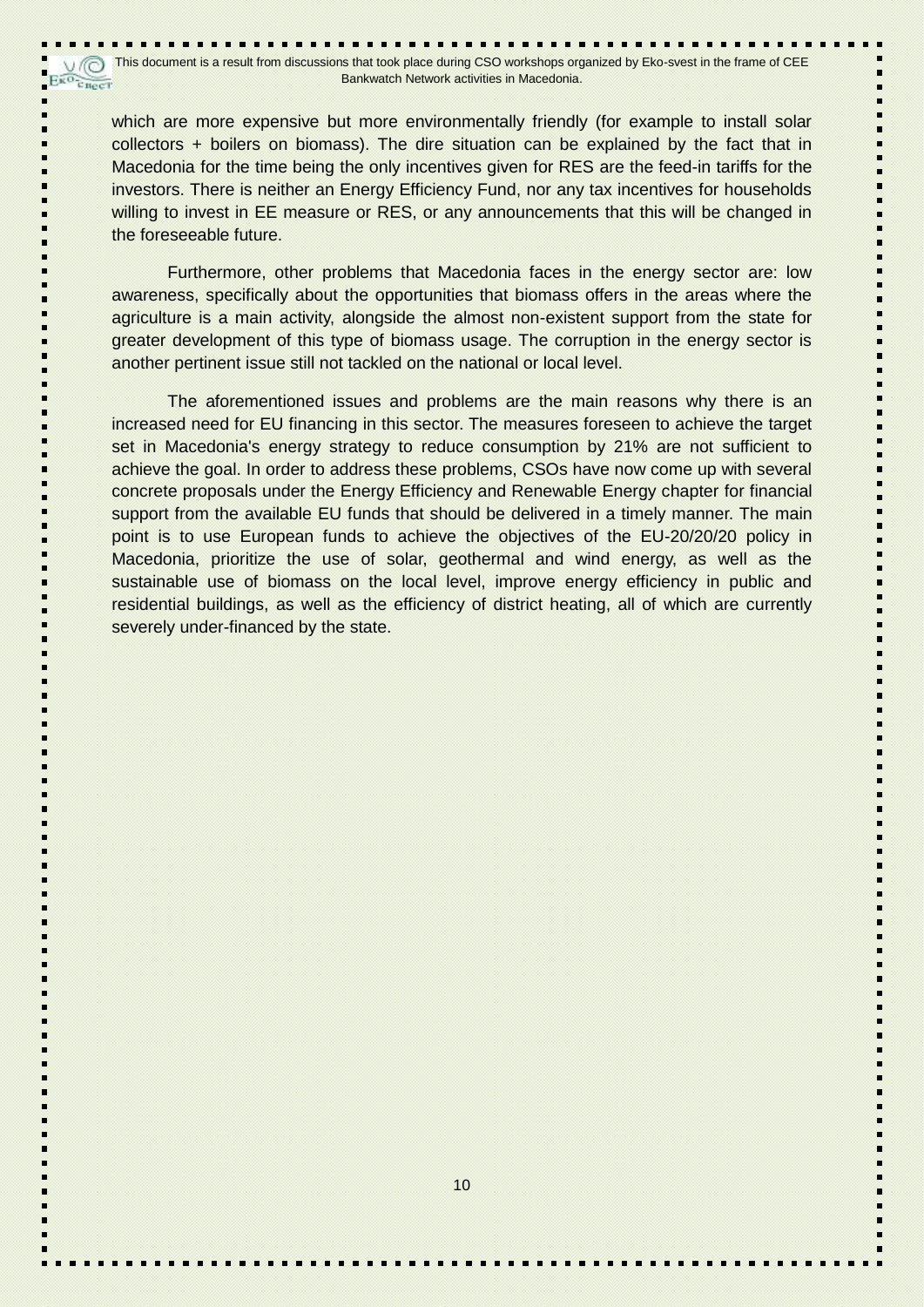which are more expensive but more environmentally friendly (for example to install solar collectors + boilers on biomass). The dire situation can be explained by the fact that in Macedonia for the time being the only incentives given for RES are the feed-in tariffs for the investors. There is neither an Energy Efficiency Fund, nor any tax incentives for households willing to invest in EE measure or RES, or any announcements that this will be changed in the foreseeable future.

Furthermore, other problems that Macedonia faces in the energy sector are: low awareness, specifically about the opportunities that biomass offers in the areas where the agriculture is a main activity, alongside the almost non-existent support from the state for greater development of this type of biomass usage. The corruption in the energy sector is another pertinent issue still not tackled on the national or local level.

The aforementioned issues and problems are the main reasons why there is an increased need for EU financing in this sector. The measures foreseen to achieve the target set in Macedonia's energy strategy to reduce consumption by 21% are not sufficient to achieve the goal. In order to address these problems, CSOs have now come up with several concrete proposals under the Energy Efficiency and Renewable Energy chapter for financial support from the available EU funds that should be delivered in a timely manner. The main point is to use European funds to achieve the objectives of the EU-20/20/20 policy in Macedonia, prioritize the use of solar, geothermal and wind energy, as well as the sustainable use of biomass on the local level, improve energy efficiency in public and residential buildings, as well as the efficiency of district heating, all of which are currently severely under-financed by the state.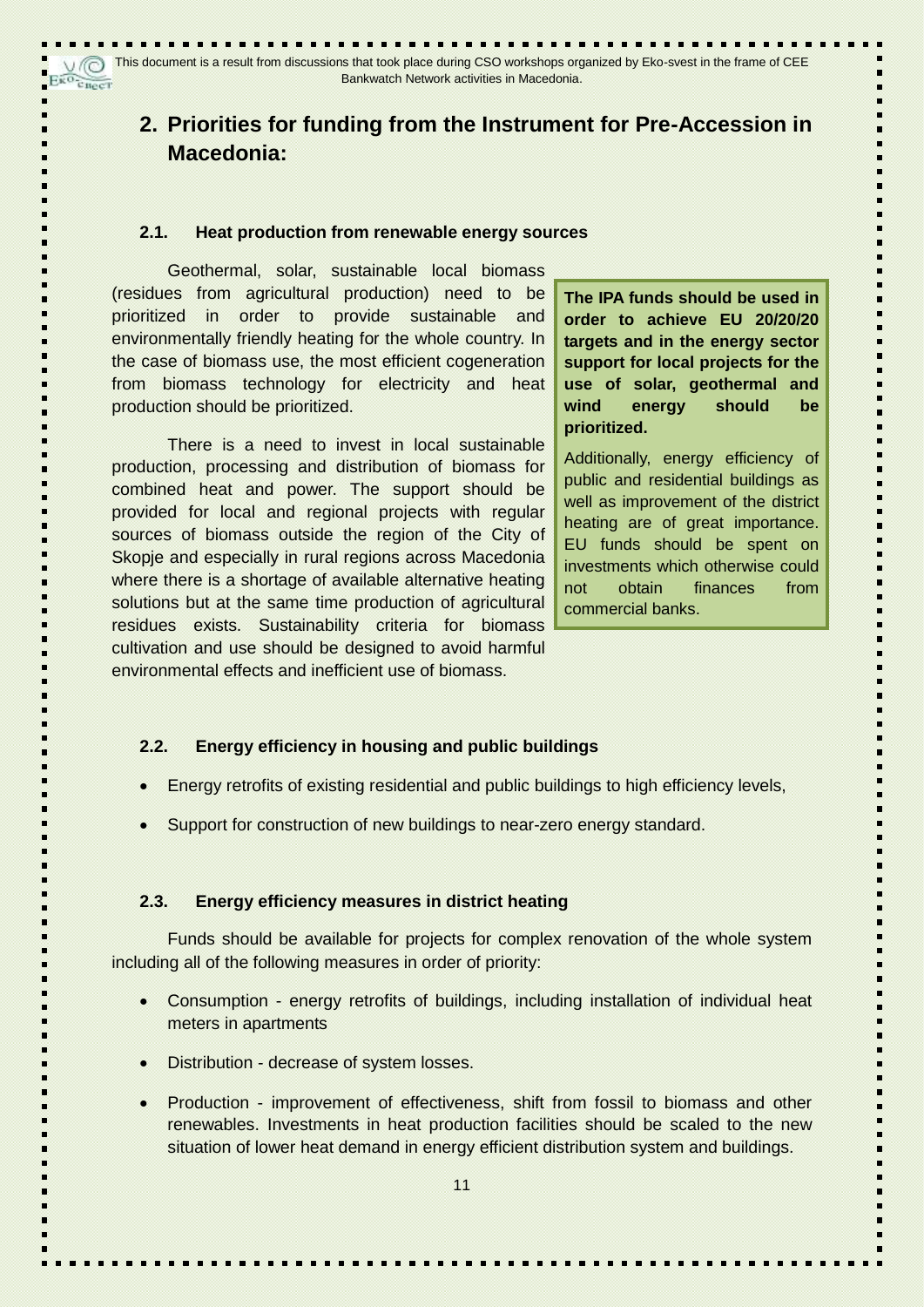## 2. Priorities for funding from the Instrument for Pre-Accession in Macedonia:

### 2.1. Heat production from renewable energy sources

Geothermal, solar, sustainable local biomass (residues from agricultural production) need to be prioritized in order to provide sustainable and environmentally friendly heating for the whole country. In the case of biomass use, the most efficient cogeneration from biomass technology for electricity and heat production should be prioritized.

There is a need to invest in local sustainable production, processing and distribution of biomass for combined heat and power. The support should be provided for local and regional projects with regular sources of biomass outside the region of the City of Skopje and especially in rural regions across Macedonia where there is a shortage of available alternative heating solutions but at the same time production of agricultural residues exists. Sustainability criteria for biomass cultivation and use should be designed to avoid harmful environmental effects and inefficient use of biomass.

**The IPA funds should be used in order to achieve EU 20/20/20 targets and in the energy sector support for local projects for the use of solar, geothermal and wind energy should be prioritized.**

Additionally, energy efficiency of public and residential buildings as well as improvement of the district heating are of great importance. EU funds should be spent on investments which otherwise could not obtain finances from commercial banks.

### 2.2. Energy efficiency in housing and public buildings

- Energy retrofits of existing residential and public buildings to high efficiency levels,
- Support for construction of new buildings to near-zero energy standard.

### 2.3. Energy efficiency measures in district heating

Funds should be available for projects for complex renovation of the whole system including all of the following measures in order of priority:

- Consumption - energy retrofits of buildings, including installation of individual heat meters in apartments
- Distribution - decrease of system losses.
- Production - improvement of effectiveness, shift from fossil to biomass and other renewables. Investments in heat production facilities should be scaled to the new situation of lower heat demand in energy efficient distribution system and buildings.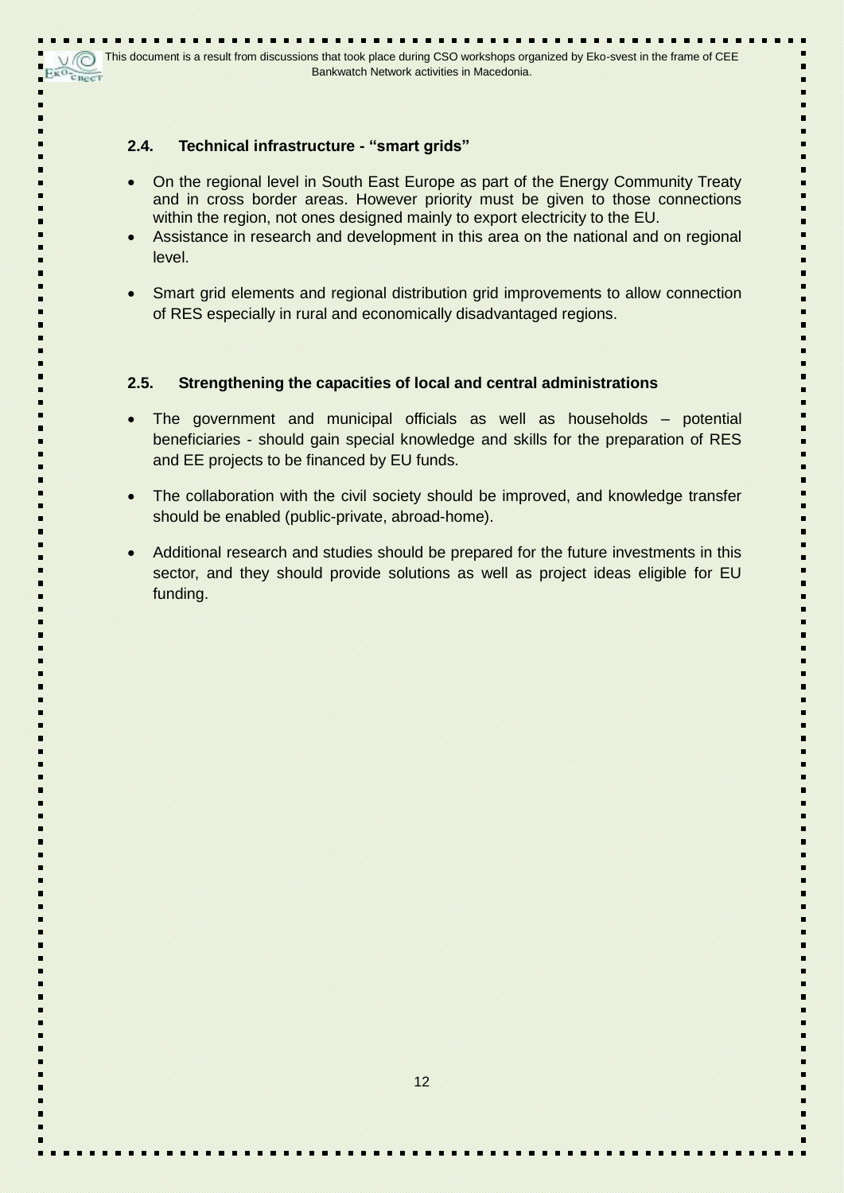### 2.4. Technical infrastructure - "smart grids"

- On the regional level in South East Europe as part of the Energy Community Treaty and in cross border areas. However priority must be given to those connections within the region, not ones designed mainly to export electricity to the EU.
- Assistance in research and development in this area on the national and on regional level.
- Smart grid elements and regional distribution grid improvements to allow connection of RES especially in rural and economically disadvantaged regions.

### 2.5. Strengthening the capacities of local and central administrations

- The government and municipal officials as well as households – potential beneficiaries - should gain special knowledge and skills for the preparation of RES and EE projects to be financed by EU funds.
- The collaboration with the civil society should be improved, and knowledge transfer should be enabled (public-private, abroad-home).
- Additional research and studies should be prepared for the future investments in this sector, and they should provide solutions as well as project ideas eligible for EU funding.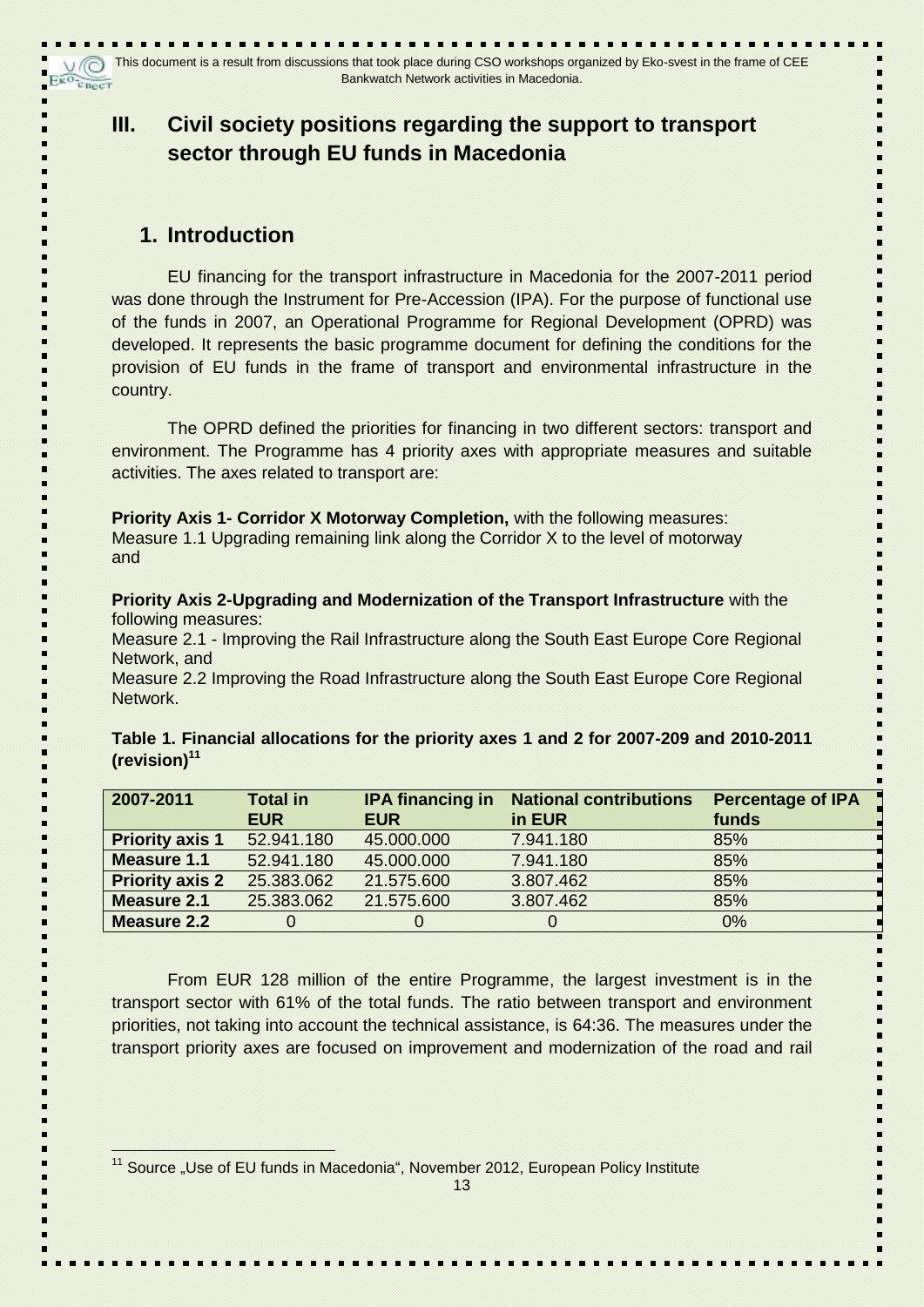This document is a result from discussions that took place during CSO workshops organized by Eko-svest in the frame of CEE Bankwatch Network activities in Macedonia.

# III. Civil society positions regarding the support to transport sector through EU funds in Macedonia

## 1. Introduction

EU financing for the transport infrastructure in Macedonia for the 2007-2011 period was done through the Instrument for Pre-Accession (IPA). For the purpose of functional use of the funds in 2007, an Operational Programme for Regional Development (OPRD) was developed. It represents the basic programme document for defining the conditions for the provision of EU funds in the frame of transport and environmental infrastructure in the country.

The OPRD defined the priorities for financing in two different sectors: transport and environment. The Programme has 4 priority axes with appropriate measures and suitable activities. The axes related to transport are:

**Priority Axis 1- Corridor X Motorway Completion,** with the following measures:
Measure 1.1 Upgrading remaining link along the Corridor X to the level of motorway and

**Priority Axis 2-Upgrading and Modernization of the Transport Infrastructure** with the following measures:
Measure 2.1 - Improving the Rail Infrastructure along the South East Europe Core Regional Network, and
Measure 2.2 Improving the Road Infrastructure along the South East Europe Core Regional Network.

**Table 1. Financial allocations for the priority axes 1 and 2 for 2007-209 and 2010-2011 (revision)[11]**

| 2007-2011 | Total in EUR | IPA financing in EUR | National contributions in EUR | Percentage of IPA funds |
|---|---|---|---|---|
| **Priority axis 1** | 52.941.180 | 45.000.000 | 7.941.180 | 85% |
| **Measure 1.1** | 52.941.180 | 45.000.000 | 7.941.180 | 85% |
| **Priority axis 2** | 25.383.062 | 21.575.600 | 3.807.462 | 85% |
| **Measure 2.1** | 25.383.062 | 21.575.600 | 3.807.462 | 85% |
| **Measure 2.2** | 0 | 0 | 0 | 0% |

From EUR 128 million of the entire Programme, the largest investment is in the transport sector with 61% of the total funds. The ratio between transport and environment priorities, not taking into account the technical assistance, is 64:36. The measures under the transport priority axes are focused on improvement and modernization of the road and rail

[11] Source „Use of EU funds in Macedonia", November 2012, European Policy Institute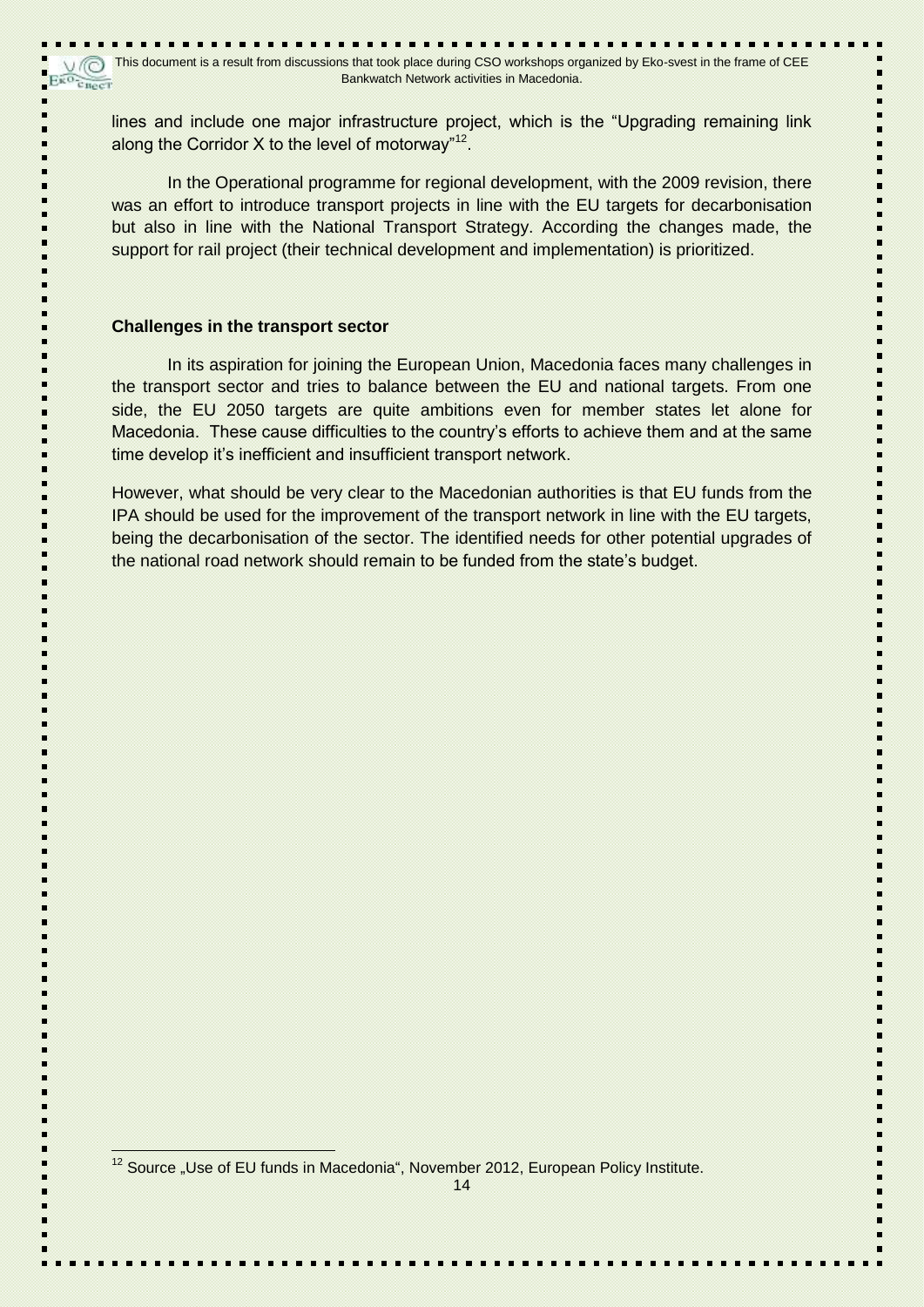lines and include one major infrastructure project, which is the "Upgrading remaining link along the Corridor X to the level of motorway"[12].

In the Operational programme for regional development, with the 2009 revision, there was an effort to introduce transport projects in line with the EU targets for decarbonisation but also in line with the National Transport Strategy. According the changes made, the support for rail project (their technical development and implementation) is prioritized.

**Challenges in the transport sector**

In its aspiration for joining the European Union, Macedonia faces many challenges in the transport sector and tries to balance between the EU and national targets. From one side, the EU 2050 targets are quite ambitions even for member states let alone for Macedonia. These cause difficulties to the country's efforts to achieve them and at the same time develop it's inefficient and insufficient transport network.

However, what should be very clear to the Macedonian authorities is that EU funds from the IPA should be used for the improvement of the transport network in line with the EU targets, being the decarbonisation of the sector. The identified needs for other potential upgrades of the national road network should remain to be funded from the state's budget.

[12] Source „Use of EU funds in Macedonia", November 2012, European Policy Institute.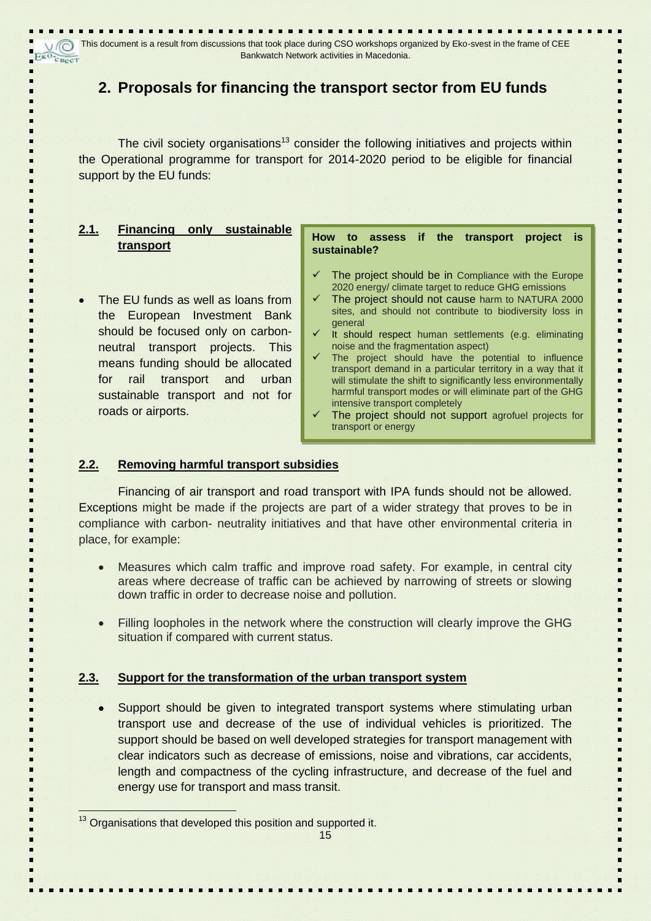## 2. Proposals for financing the transport sector from EU funds

The civil society organisations[13] consider the following initiatives and projects within the Operational programme for transport for 2014-2020 period to be eligible for financial support by the EU funds:

### 2.1. Financing only sustainable transport

- The EU funds as well as loans from the European Investment Bank should be focused only on carbon-neutral transport projects. This means funding should be allocated for rail transport and urban sustainable transport and not for roads or airports.

**How to assess if the transport project is sustainable?**

- ✓ The project should be in Compliance with the Europe 2020 energy/ climate target to reduce GHG emissions
- ✓ The project should not cause harm to NATURA 2000 sites, and should not contribute to biodiversity loss in general
- ✓ It should respect human settlements (e.g. eliminating noise and the fragmentation aspect)
- ✓ The project should have the potential to influence transport demand in a particular territory in a way that it will stimulate the shift to significantly less environmentally harmful transport modes or will eliminate part of the GHG intensive transport completely
- ✓ The project should not support agrofuel projects for transport or energy

### 2.2. Removing harmful transport subsidies

Financing of air transport and road transport with IPA funds should not be allowed. Exceptions might be made if the projects are part of a wider strategy that proves to be in compliance with carbon- neutrality initiatives and that have other environmental criteria in place, for example:

- Measures which calm traffic and improve road safety. For example, in central city areas where decrease of traffic can be achieved by narrowing of streets or slowing down traffic in order to decrease noise and pollution.
- Filling loopholes in the network where the construction will clearly improve the GHG situation if compared with current status.

### 2.3. Support for the transformation of the urban transport system

- Support should be given to integrated transport systems where stimulating urban transport use and decrease of the use of individual vehicles is prioritized. The support should be based on well developed strategies for transport management with clear indicators such as decrease of emissions, noise and vibrations, car accidents, length and compactness of the cycling infrastructure, and decrease of the fuel and energy use for transport and mass transit.

[13] Organisations that developed this position and supported it.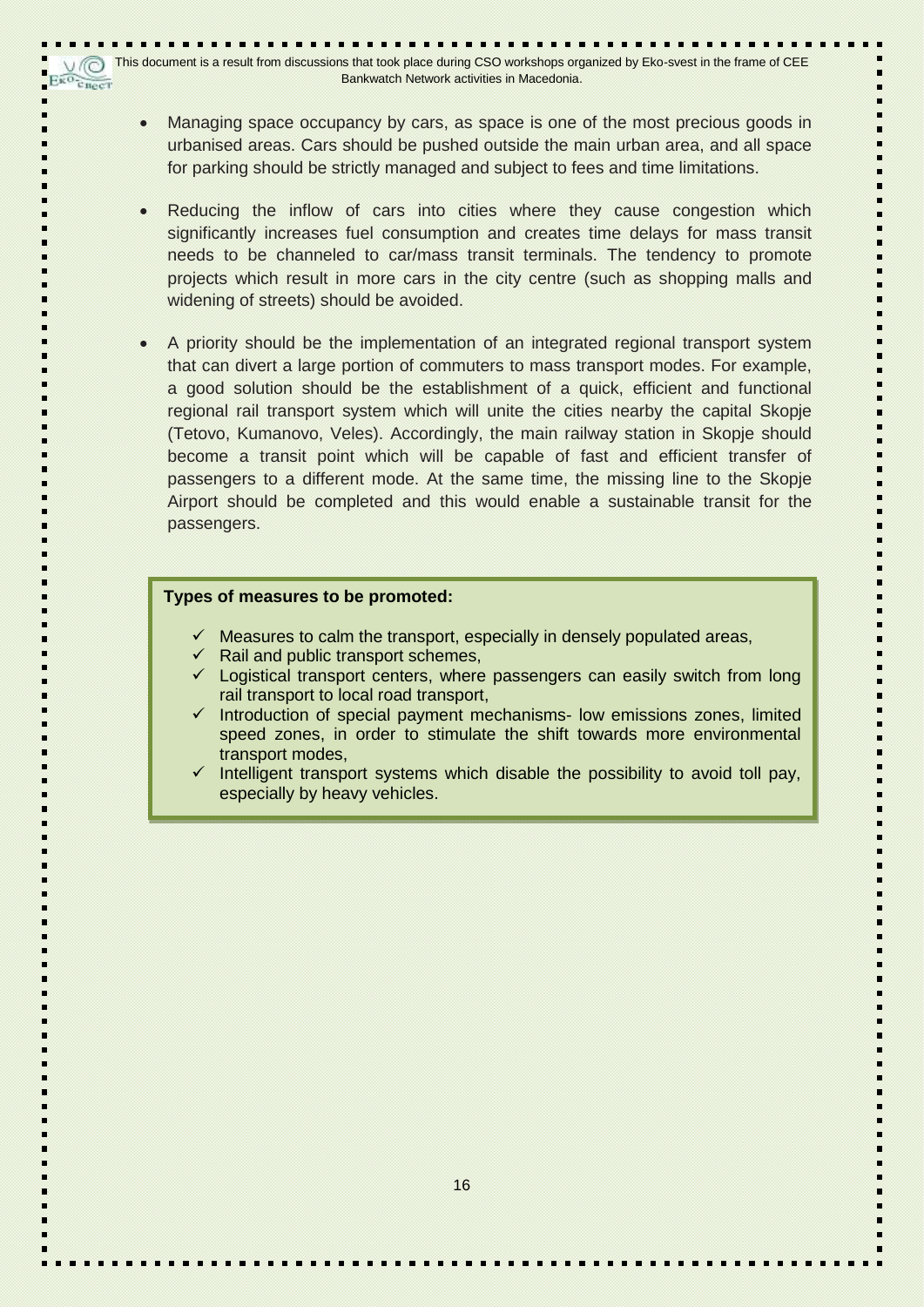- Managing space occupancy by cars, as space is one of the most precious goods in urbanised areas. Cars should be pushed outside the main urban area, and all space for parking should be strictly managed and subject to fees and time limitations.

- Reducing the inflow of cars into cities where they cause congestion which significantly increases fuel consumption and creates time delays for mass transit needs to be channeled to car/mass transit terminals. The tendency to promote projects which result in more cars in the city centre (such as shopping malls and widening of streets) should be avoided.

- A priority should be the implementation of an integrated regional transport system that can divert a large portion of commuters to mass transport modes. For example, a good solution should be the establishment of a quick, efficient and functional regional rail transport system which will unite the cities nearby the capital Skopje (Tetovo, Kumanovo, Veles). Accordingly, the main railway station in Skopje should become a transit point which will be capable of fast and efficient transfer of passengers to a different mode. At the same time, the missing line to the Skopje Airport should be completed and this would enable a sustainable transit for the passengers.

**Types of measures to be promoted:**

- ✓ Measures to calm the transport, especially in densely populated areas,
- ✓ Rail and public transport schemes,
- ✓ Logistical transport centers, where passengers can easily switch from long rail transport to local road transport,
- ✓ Introduction of special payment mechanisms- low emissions zones, limited speed zones, in order to stimulate the shift towards more environmental transport modes,
- ✓ Intelligent transport systems which disable the possibility to avoid toll pay, especially by heavy vehicles.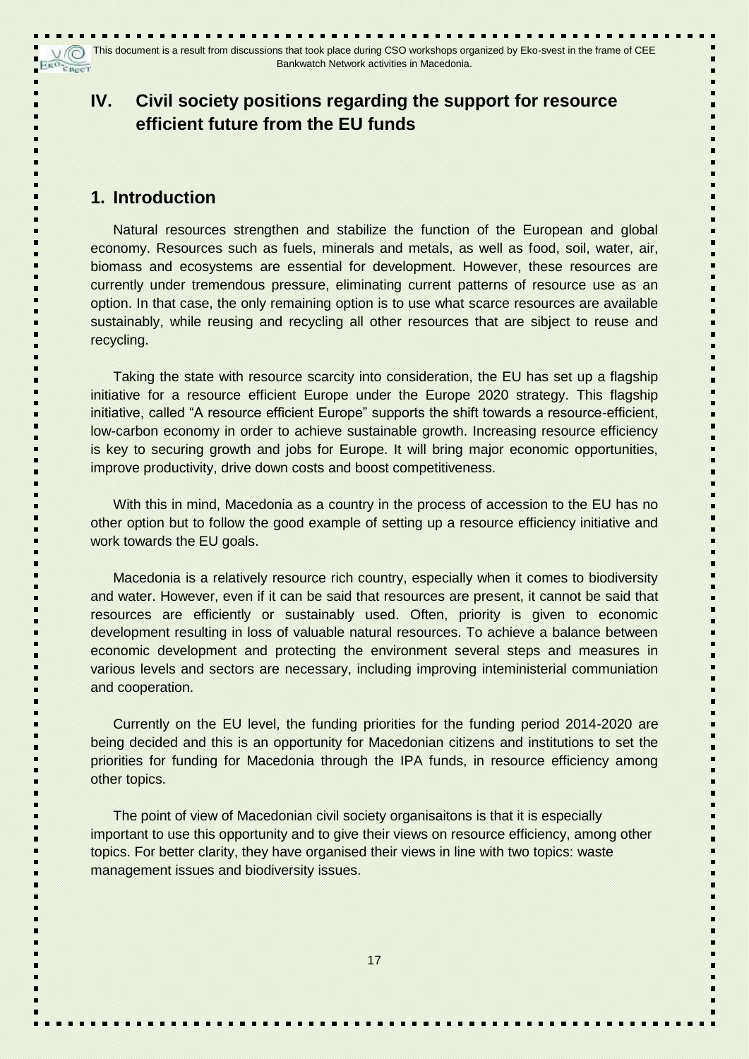# IV. Civil society positions regarding the support for resource efficient future from the EU funds

## 1. Introduction

Natural resources strengthen and stabilize the function of the European and global economy. Resources such as fuels, minerals and metals, as well as food, soil, water, air, biomass and ecosystems are essential for development. However, these resources are currently under tremendous pressure, eliminating current patterns of resource use as an option. In that case, the only remaining option is to use what scarce resources are available sustainably, while reusing and recycling all other resources that are sibject to reuse and recycling.

Taking the state with resource scarcity into consideration, the EU has set up a flagship initiative for a resource efficient Europe under the Europe 2020 strategy. This flagship initiative, called "A resource efficient Europe" supports the shift towards a resource-efficient, low-carbon economy in order to achieve sustainable growth. Increasing resource efficiency is key to securing growth and jobs for Europe. It will bring major economic opportunities, improve productivity, drive down costs and boost competitiveness.

With this in mind, Macedonia as a country in the process of accession to the EU has no other option but to follow the good example of setting up a resource efficiency initiative and work towards the EU goals.

Macedonia is a relatively resource rich country, especially when it comes to biodiversity and water. However, even if it can be said that resources are present, it cannot be said that resources are efficiently or sustainably used. Often, priority is given to economic development resulting in loss of valuable natural resources. To achieve a balance between economic development and protecting the environment several steps and measures in various levels and sectors are necessary, including improving inteministerial communiation and cooperation.

Currently on the EU level, the funding priorities for the funding period 2014-2020 are being decided and this is an opportunity for Macedonian citizens and institutions to set the priorities for funding for Macedonia through the IPA funds, in resource efficiency among other topics.

The point of view of Macedonian civil society organisaitons is that it is especially important to use this opportunity and to give their views on resource efficiency, among other topics. For better clarity, they have organised their views in line with two topics: waste management issues and biodiversity issues.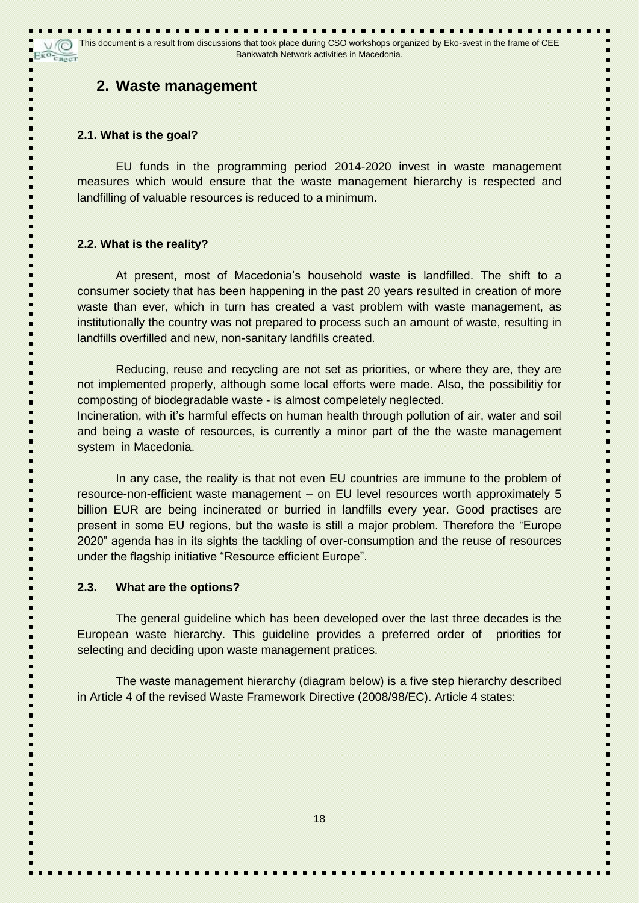## 2. Waste management

### 2.1. What is the goal?

EU funds in the programming period 2014-2020 invest in waste management measures which would ensure that the waste management hierarchy is respected and landfilling of valuable resources is reduced to a minimum.

### 2.2. What is the reality?

At present, most of Macedonia's household waste is landfilled. The shift to a consumer society that has been happening in the past 20 years resulted in creation of more waste than ever, which in turn has created a vast problem with waste management, as institutionally the country was not prepared to process such an amount of waste, resulting in landfills overfilled and new, non-sanitary landfills created.

Reducing, reuse and recycling are not set as priorities, or where they are, they are not implemented properly, although some local efforts were made. Also, the possibilitiy for composting of biodegradable waste - is almost compeletely neglected.
Incineration, with it's harmful effects on human health through pollution of air, water and soil and being a waste of resources, is currently a minor part of the the waste management system in Macedonia.

In any case, the reality is that not even EU countries are immune to the problem of resource-non-efficient waste management – on EU level resources worth approximately 5 billion EUR are being incinerated or burried in landfills every year. Good practises are present in some EU regions, but the waste is still a major problem. Therefore the "Europe 2020" agenda has in its sights the tackling of over-consumption and the reuse of resources under the flagship initiative "Resource efficient Europe".

### 2.3. What are the options?

The general guideline which has been developed over the last three decades is the European waste hierarchy. This guideline provides a preferred order of priorities for selecting and deciding upon waste management pratices.

The waste management hierarchy (diagram below) is a five step hierarchy described in Article 4 of the revised Waste Framework Directive (2008/98/EC). Article 4 states: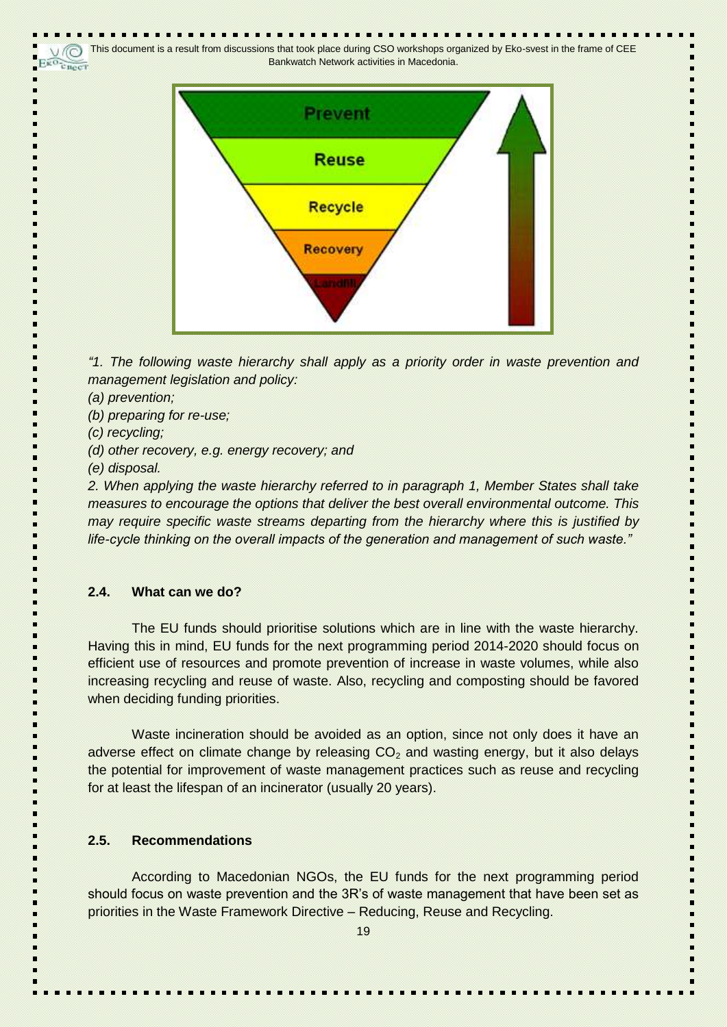*"1. The following waste hierarchy shall apply as a priority order in waste prevention and management legislation and policy:*

*(a) prevention;*

*(b) preparing for re-use;*

*(c) recycling;*

*(d) other recovery, e.g. energy recovery; and*

*(e) disposal.*

*2. When applying the waste hierarchy referred to in paragraph 1, Member States shall take measures to encourage the options that deliver the best overall environmental outcome. This may require specific waste streams departing from the hierarchy where this is justified by life-cycle thinking on the overall impacts of the generation and management of such waste."*

### 2.4. What can we do?

The EU funds should prioritise solutions which are in line with the waste hierarchy. Having this in mind, EU funds for the next programming period 2014-2020 should focus on efficient use of resources and promote prevention of increase in waste volumes, while also increasing recycling and reuse of waste. Also, recycling and composting should be favored when deciding funding priorities.

Waste incineration should be avoided as an option, since not only does it have an adverse effect on climate change by releasing $CO_2$ and wasting energy, but it also delays the potential for improvement of waste management practices such as reuse and recycling for at least the lifespan of an incinerator (usually 20 years).

### 2.5. Recommendations

According to Macedonian NGOs, the EU funds for the next programming period should focus on waste prevention and the 3R's of waste management that have been set as priorities in the Waste Framework Directive – Reducing, Reuse and Recycling.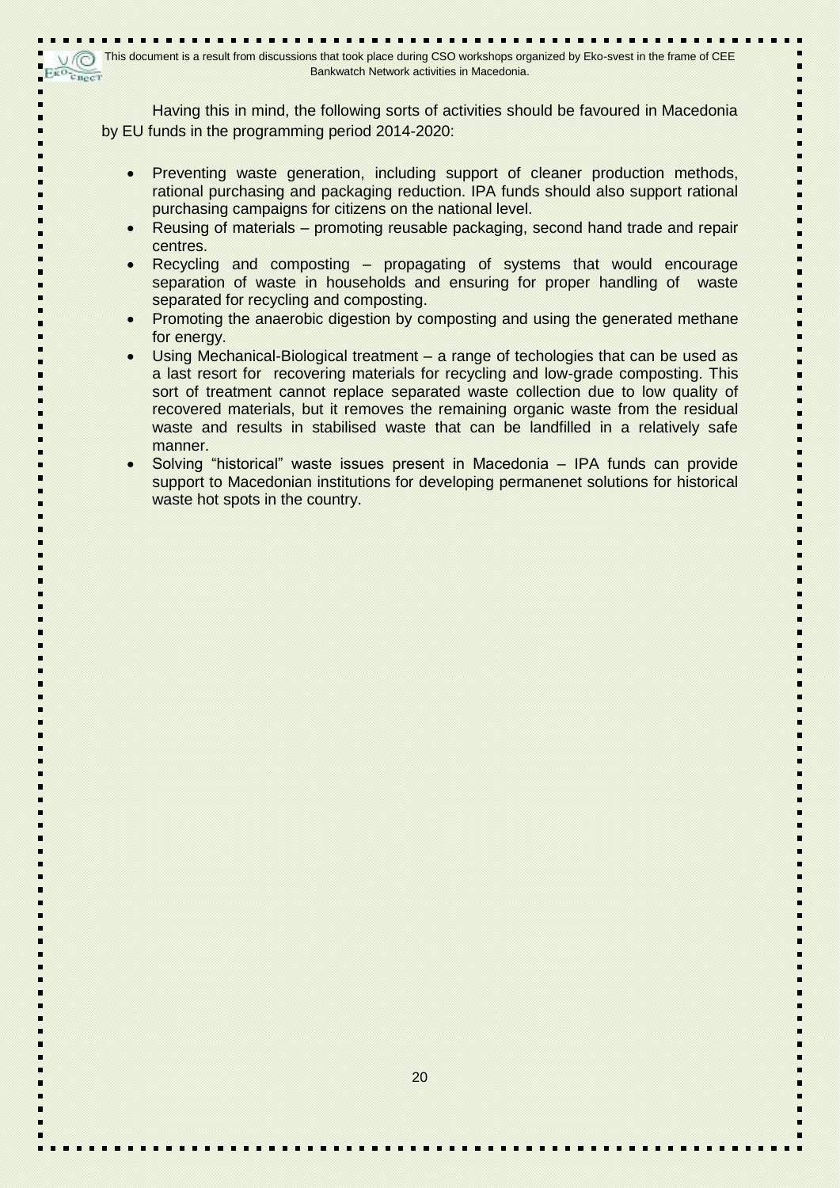Having this in mind, the following sorts of activities should be favoured in Macedonia by EU funds in the programming period 2014-2020:

- Preventing waste generation, including support of cleaner production methods, rational purchasing and packaging reduction. IPA funds should also support rational purchasing campaigns for citizens on the national level.
- Reusing of materials – promoting reusable packaging, second hand trade and repair centres.
- Recycling and composting – propagating of systems that would encourage separation of waste in households and ensuring for proper handling of waste separated for recycling and composting.
- Promoting the anaerobic digestion by composting and using the generated methane for energy.
- Using Mechanical-Biological treatment – a range of techologies that can be used as a last resort for recovering materials for recycling and low-grade composting. This sort of treatment cannot replace separated waste collection due to low quality of recovered materials, but it removes the remaining organic waste from the residual waste and results in stabilised waste that can be landfilled in a relatively safe manner.
- Solving "historical" waste issues present in Macedonia – IPA funds can provide support to Macedonian institutions for developing permanenet solutions for historical waste hot spots in the country.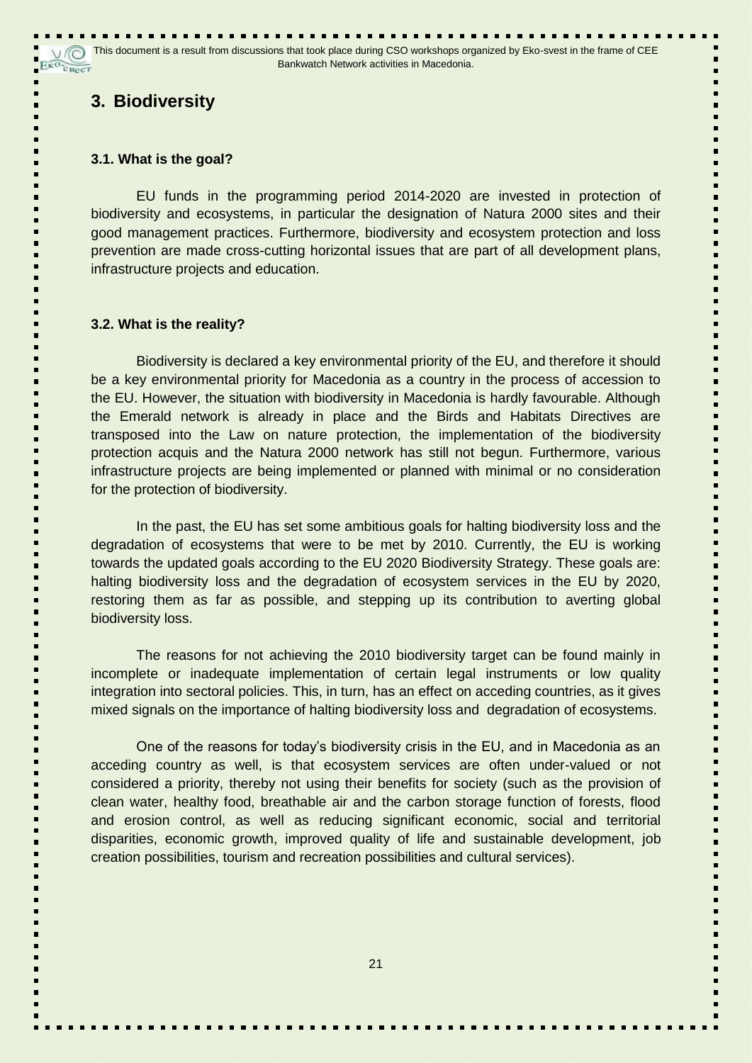## 3. Biodiversity

### 3.1. What is the goal?

EU funds in the programming period 2014-2020 are invested in protection of biodiversity and ecosystems, in particular the designation of Natura 2000 sites and their good management practices. Furthermore, biodiversity and ecosystem protection and loss prevention are made cross-cutting horizontal issues that are part of all development plans, infrastructure projects and education.

### 3.2. What is the reality?

Biodiversity is declared a key environmental priority of the EU, and therefore it should be a key environmental priority for Macedonia as a country in the process of accession to the EU. However, the situation with biodiversity in Macedonia is hardly favourable. Although the Emerald network is already in place and the Birds and Habitats Directives are transposed into the Law on nature protection, the implementation of the biodiversity protection acquis and the Natura 2000 network has still not begun. Furthermore, various infrastructure projects are being implemented or planned with minimal or no consideration for the protection of biodiversity.

In the past, the EU has set some ambitious goals for halting biodiversity loss and the degradation of ecosystems that were to be met by 2010. Currently, the EU is working towards the updated goals according to the EU 2020 Biodiversity Strategy. These goals are: halting biodiversity loss and the degradation of ecosystem services in the EU by 2020, restoring them as far as possible, and stepping up its contribution to averting global biodiversity loss.

The reasons for not achieving the 2010 biodiversity target can be found mainly in incomplete or inadequate implementation of certain legal instruments or low quality integration into sectoral policies. This, in turn, has an effect on acceding countries, as it gives mixed signals on the importance of halting biodiversity loss and degradation of ecosystems.

One of the reasons for today's biodiversity crisis in the EU, and in Macedonia as an acceding country as well, is that ecosystem services are often under-valued or not considered a priority, thereby not using their benefits for society (such as the provision of clean water, healthy food, breathable air and the carbon storage function of forests, flood and erosion control, as well as reducing significant economic, social and territorial disparities, economic growth, improved quality of life and sustainable development, job creation possibilities, tourism and recreation possibilities and cultural services).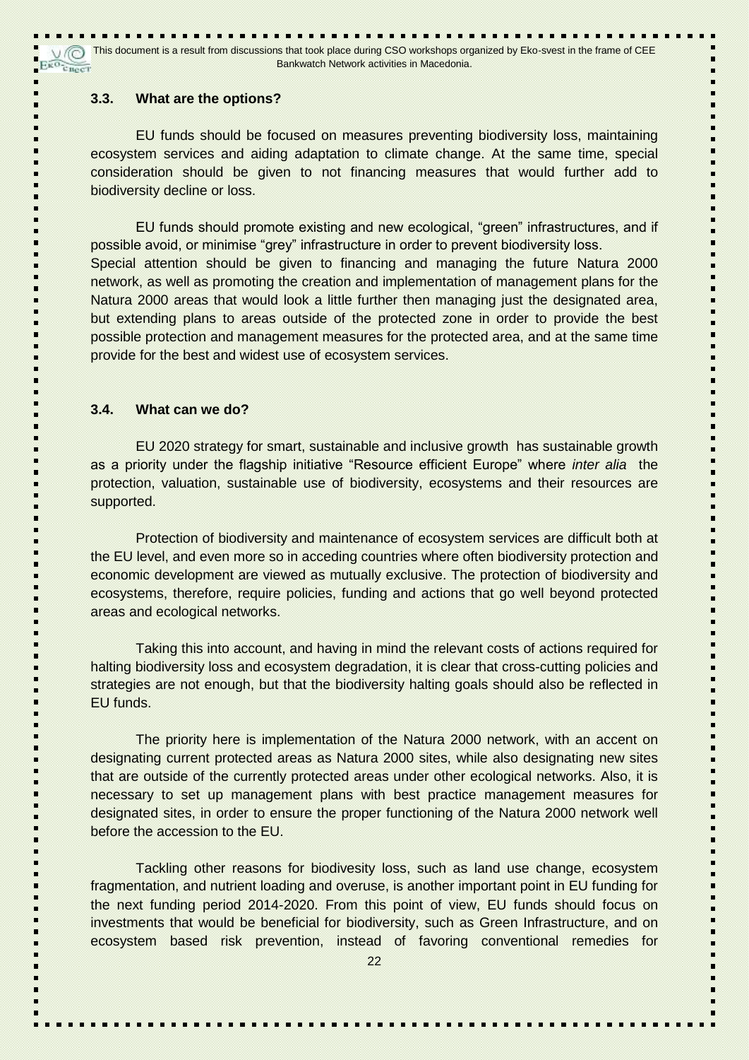### 3.3. What are the options?

EU funds should be focused on measures preventing biodiversity loss, maintaining ecosystem services and aiding adaptation to climate change. At the same time, special consideration should be given to not financing measures that would further add to biodiversity decline or loss.

EU funds should promote existing and new ecological, "green" infrastructures, and if possible avoid, or minimise "grey" infrastructure in order to prevent biodiversity loss.
Special attention should be given to financing and managing the future Natura 2000 network, as well as promoting the creation and implementation of management plans for the Natura 2000 areas that would look a little further then managing just the designated area, but extending plans to areas outside of the protected zone in order to provide the best possible protection and management measures for the protected area, and at the same time provide for the best and widest use of ecosystem services.

### 3.4. What can we do?

EU 2020 strategy for smart, sustainable and inclusive growth has sustainable growth as a priority under the flagship initiative "Resource efficient Europe" where *inter alia* the protection, valuation, sustainable use of biodiversity, ecosystems and their resources are supported.

Protection of biodiversity and maintenance of ecosystem services are difficult both at the EU level, and even more so in acceding countries where often biodiversity protection and economic development are viewed as mutually exclusive. The protection of biodiversity and ecosystems, therefore, require policies, funding and actions that go well beyond protected areas and ecological networks.

Taking this into account, and having in mind the relevant costs of actions required for halting biodiversity loss and ecosystem degradation, it is clear that cross-cutting policies and strategies are not enough, but that the biodiversity halting goals should also be reflected in EU funds.

The priority here is implementation of the Natura 2000 network, with an accent on designating current protected areas as Natura 2000 sites, while also designating new sites that are outside of the currently protected areas under other ecological networks. Also, it is necessary to set up management plans with best practice management measures for designated sites, in order to ensure the proper functioning of the Natura 2000 network well before the accession to the EU.

Tackling other reasons for biodivesity loss, such as land use change, ecosystem fragmentation, and nutrient loading and overuse, is another important point in EU funding for the next funding period 2014-2020. From this point of view, EU funds should focus on investments that would be beneficial for biodiversity, such as Green Infrastructure, and on ecosystem based risk prevention, instead of favoring conventional remedies for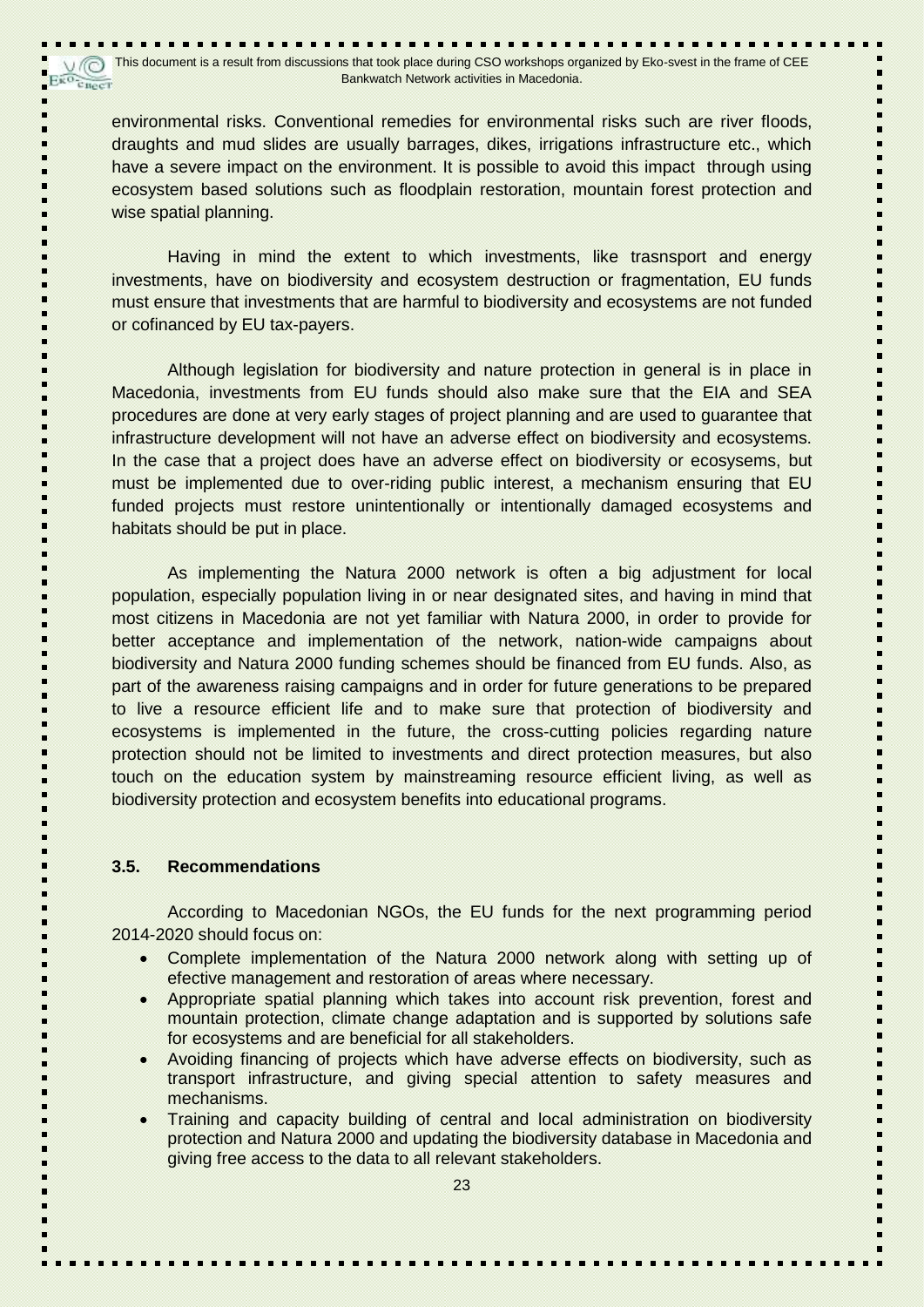environmental risks. Conventional remedies for environmental risks such are river floods, draughts and mud slides are usually barrages, dikes, irrigations infrastructure etc., which have a severe impact on the environment. It is possible to avoid this impact through using ecosystem based solutions such as floodplain restoration, mountain forest protection and wise spatial planning.

Having in mind the extent to which investments, like trasnsport and energy investments, have on biodiversity and ecosystem destruction or fragmentation, EU funds must ensure that investments that are harmful to biodiversity and ecosystems are not funded or cofinanced by EU tax-payers.

Although legislation for biodiversity and nature protection in general is in place in Macedonia, investments from EU funds should also make sure that the EIA and SEA procedures are done at very early stages of project planning and are used to guarantee that infrastructure development will not have an adverse effect on biodiversity and ecosystems. In the case that a project does have an adverse effect on biodiversity or ecosysems, but must be implemented due to over-riding public interest, a mechanism ensuring that EU funded projects must restore unintentionally or intentionally damaged ecosystems and habitats should be put in place.

As implementing the Natura 2000 network is often a big adjustment for local population, especially population living in or near designated sites, and having in mind that most citizens in Macedonia are not yet familiar with Natura 2000, in order to provide for better acceptance and implementation of the network, nation-wide campaigns about biodiversity and Natura 2000 funding schemes should be financed from EU funds. Also, as part of the awareness raising campaigns and in order for future generations to be prepared to live a resource efficient life and to make sure that protection of biodiversity and ecosystems is implemented in the future, the cross-cutting policies regarding nature protection should not be limited to investments and direct protection measures, but also touch on the education system by mainstreaming resource efficient living, as well as biodiversity protection and ecosystem benefits into educational programs.

### 3.5. Recommendations

According to Macedonian NGOs, the EU funds for the next programming period 2014-2020 should focus on:

- Complete implementation of the Natura 2000 network along with setting up of efective managememt and restoration of areas where necessary.
- Appropriate spatial planning which takes into account risk prevention, forest and mountain protection, climate change adaptation and is supported by solutions safe for ecosystems and are beneficial for all stakeholders.
- Avoiding financing of projects which have adverse effects on biodiversity, such as transport infrastructure, and giving special attention to safety measures and mechanisms.
- Training and capacity building of central and local administration on biodiversity protection and Natura 2000 and updating the biodiversity database in Macedonia and giving free access to the data to all relevant stakeholders.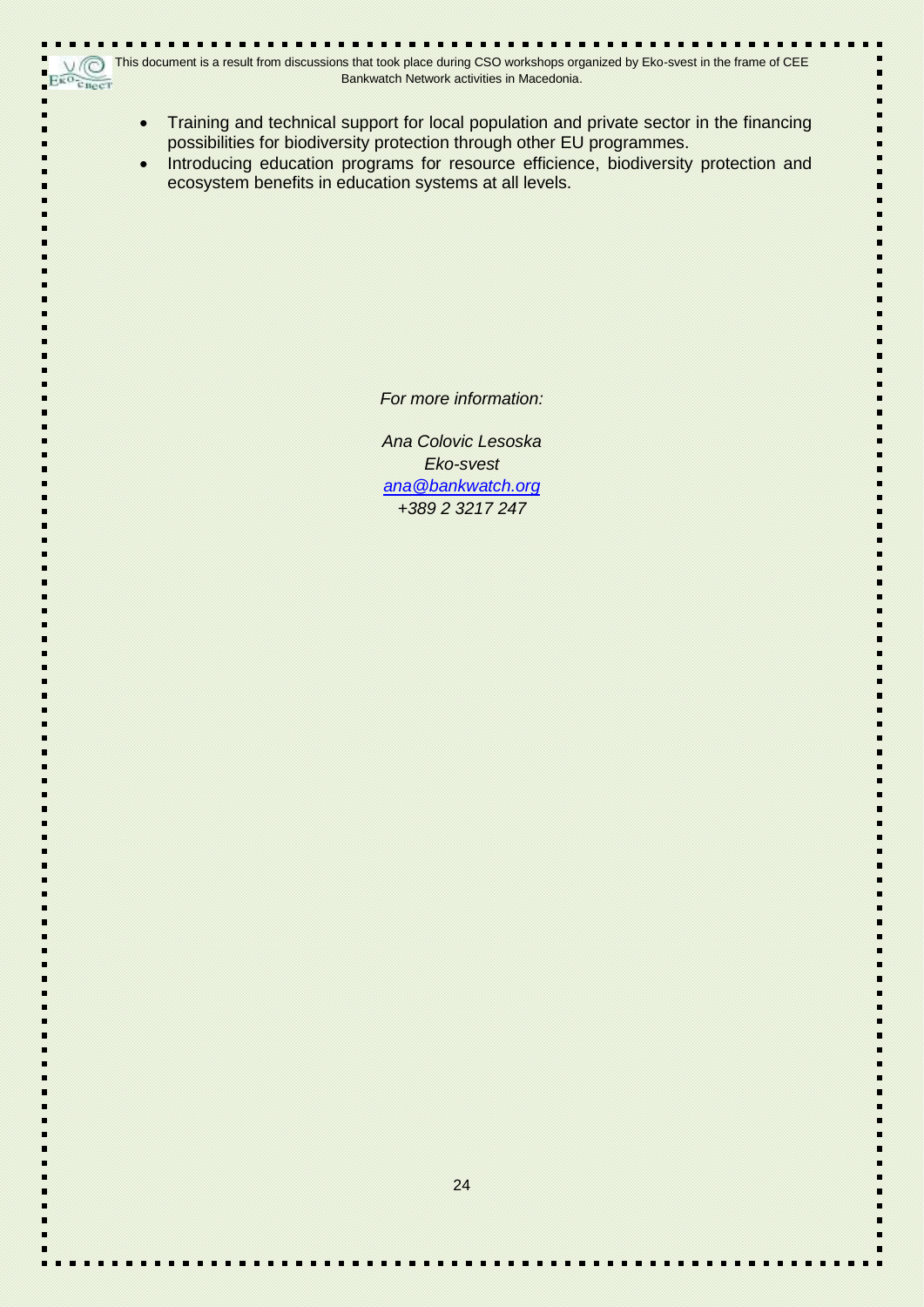- Training and technical support for local population and private sector in the financing possibilities for biodiversity protection through other EU programmes.
- Introducing education programs for resource efficience, biodiversity protection and ecosystem benefits in education systems at all levels.

*For more information:*

*Ana Colovic Lesoska*
*Eko-svest*
*ana@bankwatch.org*
*+389 2 3217 247*